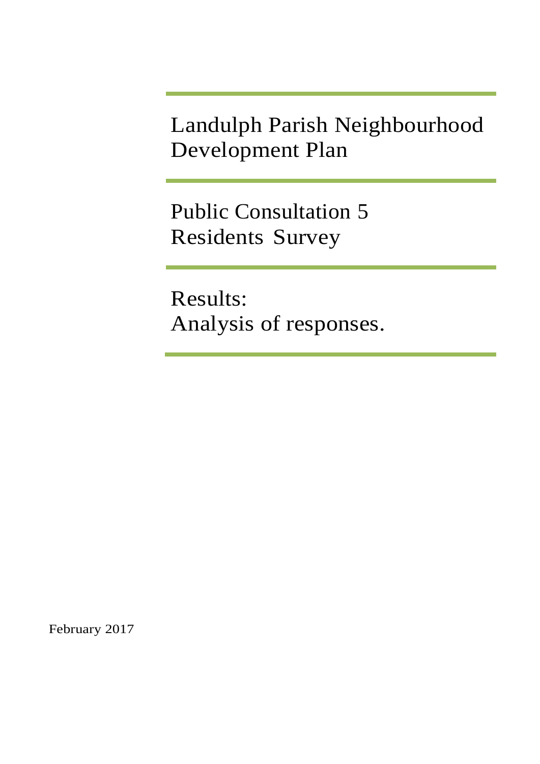# Landulph Parish Neighbourhood Development Plan

## Public Consultation 5
## Residents Survey

## Results:
## Analysis of responses.

February 2017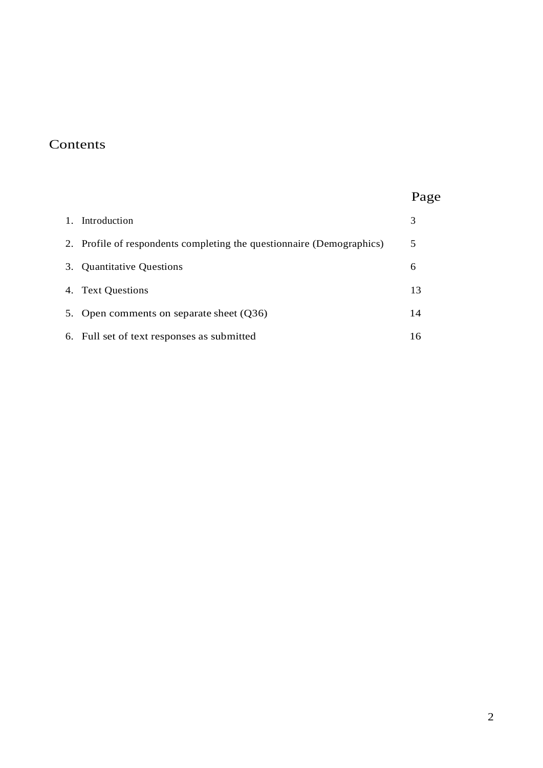# Contents

| | Page |
|---|---|
| 1. Introduction | 3 |
| 2. Profile of respondents completing the questionnaire (Demographics) | 5 |
| 3. Quantitative Questions | 6 |
| 4. Text Questions | 13 |
| 5. Open comments on separate sheet (Q36) | 14 |
| 6. Full set of text responses as submitted | 16 |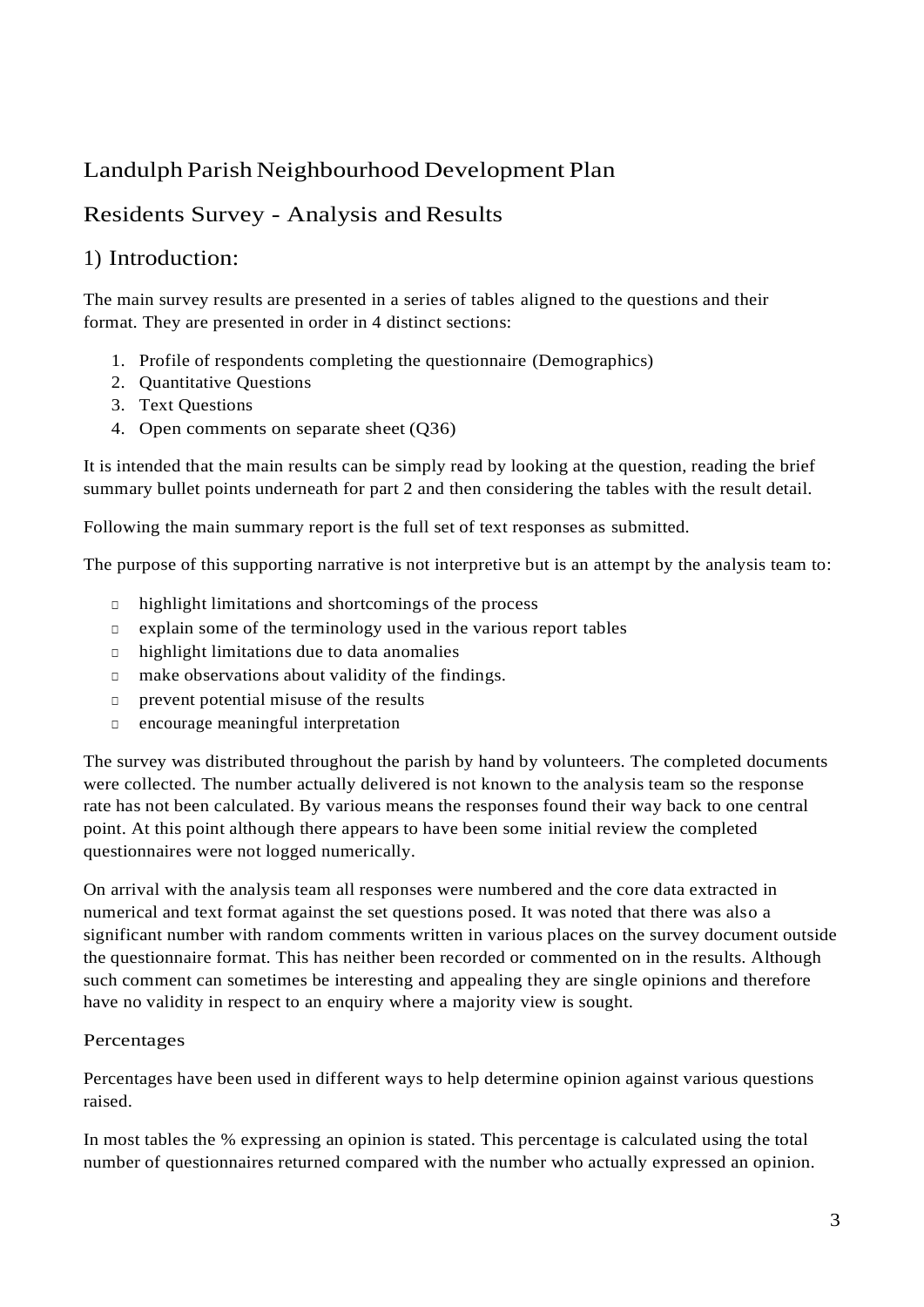# Landulph Parish Neighbourhood Development Plan

## Residents Survey - Analysis and Results

## 1) Introduction:

The main survey results are presented in a series of tables aligned to the questions and their format. They are presented in order in 4 distinct sections:

1. Profile of respondents completing the questionnaire (Demographics)
2. Quantitative Questions
3. Text Questions
4. Open comments on separate sheet (Q36)

It is intended that the main results can be simply read by looking at the question, reading the brief summary bullet points underneath for part 2 and then considering the tables with the result detail.

Following the main summary report is the full set of text responses as submitted.

The purpose of this supporting narrative is not interpretive but is an attempt by the analysis team to:

- highlight limitations and shortcomings of the process
- explain some of the terminology used in the various report tables
- highlight limitations due to data anomalies
- make observations about validity of the findings.
- prevent potential misuse of the results
- encourage meaningful interpretation

The survey was distributed throughout the parish by hand by volunteers. The completed documents were collected. The number actually delivered is not known to the analysis team so the response rate has not been calculated. By various means the responses found their way back to one central point. At this point although there appears to have been some initial review the completed questionnaires were not logged numerically.

On arrival with the analysis team all responses were numbered and the core data extracted in numerical and text format against the set questions posed. It was noted that there was also a significant number with random comments written in various places on the survey document outside the questionnaire format. This has neither been recorded or commented on in the results. Although such comment can sometimes be interesting and appealing they are single opinions and therefore have no validity in respect to an enquiry where a majority view is sought.

### Percentages

Percentages have been used in different ways to help determine opinion against various questions raised.

In most tables the % expressing an opinion is stated. This percentage is calculated using the total number of questionnaires returned compared with the number who actually expressed an opinion.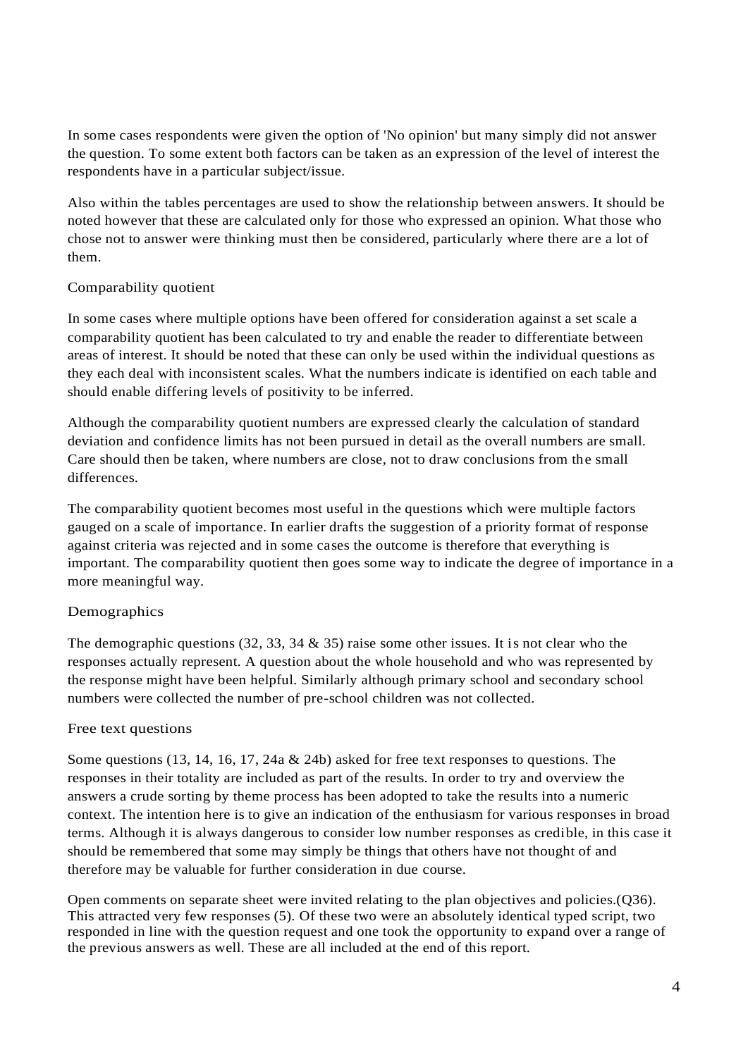In some cases respondents were given the option of 'No opinion' but many simply did not answer the question. To some extent both factors can be taken as an expression of the level of interest the respondents have in a particular subject/issue.

Also within the tables percentages are used to show the relationship between answers. It should be noted however that these are calculated only for those who expressed an opinion. What those who chose not to answer were thinking must then be considered, particularly where there are a lot of them.

### Comparability quotient

In some cases where multiple options have been offered for consideration against a set scale a comparability quotient has been calculated to try and enable the reader to differentiate between areas of interest. It should be noted that these can only be used within the individual questions as they each deal with inconsistent scales. What the numbers indicate is identified on each table and should enable differing levels of positivity to be inferred.

Although the comparability quotient numbers are expressed clearly the calculation of standard deviation and confidence limits has not been pursued in detail as the overall numbers are small. Care should then be taken, where numbers are close, not to draw conclusions from the small differences.

The comparability quotient becomes most useful in the questions which were multiple factors gauged on a scale of importance. In earlier drafts the suggestion of a priority format of response against criteria was rejected and in some cases the outcome is therefore that everything is important. The comparability quotient then goes some way to indicate the degree of importance in a more meaningful way.

### Demographics

The demographic questions (32, 33, 34 & 35) raise some other issues. It is not clear who the responses actually represent. A question about the whole household and who was represented by the response might have been helpful. Similarly although primary school and secondary school numbers were collected the number of pre-school children was not collected.

### Free text questions

Some questions (13, 14, 16, 17, 24a & 24b) asked for free text responses to questions. The responses in their totality are included as part of the results. In order to try and overview the answers a crude sorting by theme process has been adopted to take the results into a numeric context. The intention here is to give an indication of the enthusiasm for various responses in broad terms. Although it is always dangerous to consider low number responses as credible, in this case it should be remembered that some may simply be things that others have not thought of and therefore may be valuable for further consideration in due course.

Open comments on separate sheet were invited relating to the plan objectives and policies.(Q36). This attracted very few responses (5). Of these two were an absolutely identical typed script, two responded in line with the question request and one took the opportunity to expand over a range of the previous answers as well. These are all included at the end of this report.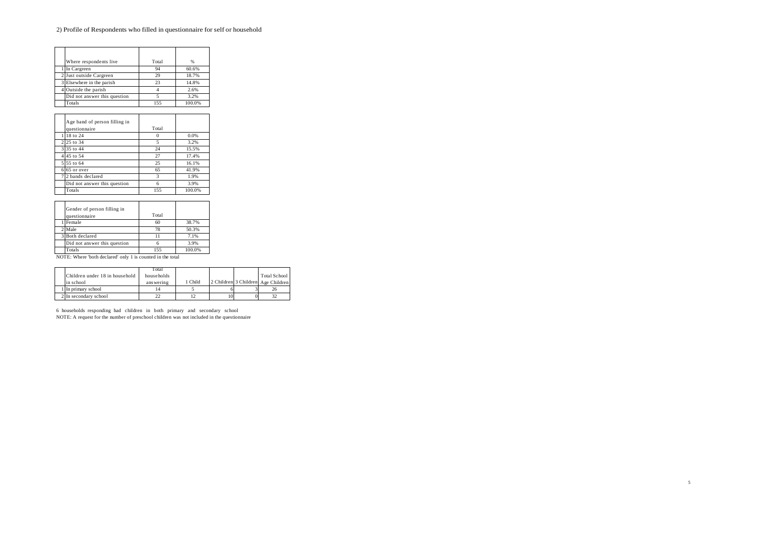2) Profile of Respondents who filled in questionnaire for self or household

| | Where respondents live | Total | % |
|---|---|---|---|
| 1 | In Cargreen | 94 | 60.6% |
| 2 | Just outside Cargreen | 29 | 18.7% |
| 3 | Elsewhere in the parish | 23 | 14.8% |
| 4 | Outside the parish | 4 | 2.6% |
| | Did not answer this question | 5 | 3.2% |
| | Totals | 155 | 100.0% |

| | Age band of person filling in questionnaire | Total | |
|---|---|---|---|
| 1 | 18 to 24 | 0 | 0.0% |
| 2 | 25 to 34 | 5 | 3.2% |
| 3 | 35 to 44 | 24 | 15.5% |
| 4 | 45 to 54 | 27 | 17.4% |
| 5 | 55 to 64 | 25 | 16.1% |
| 6 | 65 or over | 65 | 41.9% |
| 7 | 2 bands declared | 3 | 1.9% |
| | Did not answer this question | 6 | 3.9% |
| | Totals | 155 | 100.0% |

| | Gender of person filling in questionnaire | Total | |
|---|---|---|---|
| 1 | Female | 60 | 38.7% |
| 2 | Male | 78 | 50.3% |
| 3 | Both declared | 11 | 7.1% |
| | Did not answer this question | 6 | 3.9% |
| | Totals | 155 | 100.0% |

NOTE: Where 'both declared' only 1 is counted in the total

| | Children under 18 in household in school | Total households answering | 1 Child | 2 Children | 3 Children | Total School Age Children |
|---|---|---|---|---|---|---|
| 1 | In primary school | 14 | 5 | 6 | 3 | 26 |
| 2 | In secondary school | 22 | 12 | 10 | 0 | 32 |

6 households responding had children in both primary and secondary school

NOTE: A request for the number of preschool children was not included in the questionnaire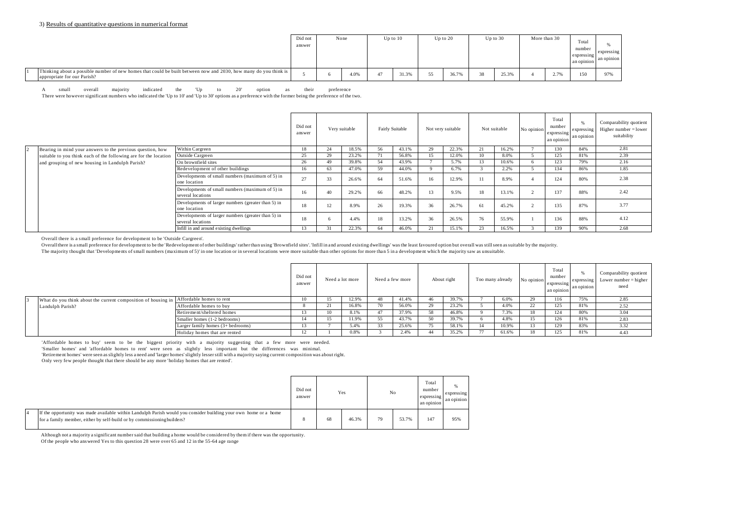3) Results of quantitative questions in numerical format

| | | Did not answer | None | | Up to 10 | | Up to 20 | | Up to 30 | | More than 30 | | Total number expressing an opinion | % expressing an opinion |
|---|---|---|---|---|---|---|---|---|---|---|---|---|---|---|
| 1 | Thinking about a possible number of new homes that could be built between now and 2030, how many do you think is appropriate for our Parish? | 5 | 6 | 4.0% | 47 | 31.3% | 55 | 36.7% | 38 | 25.3% | 4 | 2.7% | 150 | 97% |

A small overall majority indicated the 'Up to 20' option as their preference
There were however significant numbers who indicated the 'Up to 10' and 'Up to 30' options as a preference with the former being the preference of the two.

| | | | Did not answer | Very suitable | | Fairly Suitable | | Not very suitable | | Not suitable | | No opinion | Total number expressing an opinion | % expressing an opinion | Comparability quotient Higher number = lower suitability |
|---|---|---|---|---|---|---|---|---|---|---|---|---|---|---|---|
| 2 | Bearing in mind your answers to the previous question, how suitable to you think each of the following are for the location and grouping of new housing in Landulph Parish? | Within Cargreen | 18 | 24 | 18.5% | 56 | 43.1% | 29 | 22.3% | 21 | 16.2% | 7 | 130 | 84% | 2.81 |
| | | Outside Cargreen | 25 | 29 | 23.2% | 71 | 56.8% | 15 | 12.0% | 10 | 8.0% | 5 | 125 | 81% | 2.39 |
| | | On brownfield sites | 26 | 49 | 39.8% | 54 | 43.9% | 7 | 5.7% | 13 | 10.6% | 6 | 123 | 79% | 2.16 |
| | | Redevelopment of other buildings | 16 | 63 | 47.0% | 59 | 44.0% | 9 | 6.7% | 3 | 2.2% | 5 | 134 | 86% | 1.85 |
| | | Developments of small numbers (maximum of 5) in one location | 27 | 33 | 26.6% | 64 | 51.6% | 16 | 12.9% | 11 | 8.9% | 4 | 124 | 80% | 2.38 |
| | | Developments of small numbers (maximum of 5) in several locations | 16 | 40 | 29.2% | 66 | 48.2% | 13 | 9.5% | 18 | 13.1% | 2 | 137 | 88% | 2.42 |
| | | Developments of larger numbers (greater than 5) in one location | 18 | 12 | 8.9% | 26 | 19.3% | 36 | 26.7% | 61 | 45.2% | 2 | 135 | 87% | 3.77 |
| | | Developments of larger numbers (greater than 5) in several locations | 18 | 6 | 4.4% | 18 | 13.2% | 36 | 26.5% | 76 | 55.9% | 1 | 136 | 88% | 4.12 |
| | | Infill in and around existing dwellings | 13 | 31 | 22.3% | 64 | 46.0% | 21 | 15.1% | 23 | 16.5% | 3 | 139 | 90% | 2.68 |

Overall there is a small preference for development to be 'Outside Cargreen'.
Overall there is a small preference for development to be the 'Redevelopment of other buildings' rather than using 'Brownfield sites'. 'Infill in and around existing dwellings' was the least favoured option but overall was still seen as suitable by the majority.
The majority thought that 'Developments of small numbers (maximum of 5)' in one location or in several locations were more suitable than other options for more than 5 in a development which the majority saw as unsuitable.

| | | | Did not answer | Need a lot more | | Need a few more | | About right | | Too many already | | No opinion | Total number expressing an opinion | % expressing an opinion | Comparability quotient Lower number = higher need |
|---|---|---|---|---|---|---|---|---|---|---|---|---|---|---|---|
| 3 | What do you think about the current composition of housing in Landulph Parish? | Affordable homes to rent | 10 | 15 | 12.9% | 48 | 41.4% | 46 | 39.7% | 7 | 6.0% | 29 | 116 | 75% | 2.85 |
| | | Affordable homes to buy | 8 | 21 | 16.8% | 70 | 56.0% | 29 | 23.2% | 5 | 4.0% | 22 | 125 | 81% | 2.52 |
| | | Retirement/sheltered homes | 13 | 10 | 8.1% | 47 | 37.9% | 58 | 46.8% | 9 | 7.3% | 18 | 124 | 80% | 3.04 |
| | | Smaller homes (1-2 bedrooms) | 14 | 15 | 11.9% | 55 | 43.7% | 50 | 39.7% | 6 | 4.8% | 15 | 126 | 81% | 2.83 |
| | | Larger family homes (3+ bedrooms) | 13 | 7 | 5.4% | 33 | 25.6% | 75 | 58.1% | 14 | 10.9% | 13 | 129 | 83% | 3.32 |
| | | Holiday homes that are rented | 12 | 1 | 0.8% | 3 | 2.4% | 44 | 35.2% | 77 | 61.6% | 18 | 125 | 81% | 4.43 |

'Affordable homes to buy' seem to be the biggest priority with a majority suggesting that a few more were needed.
'Smaller homes' and 'affordable homes to rent' were seen as slightly less important but the differences was minimal.
'Retirement homes' were seen as slightly less a need and 'larger homes' slightly lesser still with a majority saying current composition was about right.
Only very few people thought that there should be any more 'holiday homes that are rented'.

| | | Did not answer | Yes | | No | | Total number expressing an opinion | % expressing an opinion |
|---|---|---|---|---|---|---|---|---|
| 4 | If the opportunity was made available within Landulph Parish would you consider building your own home or a home for a family member, either by self-build or by commissioning builders? | 8 | 68 | 46.3% | 79 | 53.7% | 147 | 95% |

Although not a majority a significant number said that building a home would be considered by them if there was the opportunity.
Of the people who answered Yes to this question 28 were over 65 and 12 in the 55-64 age range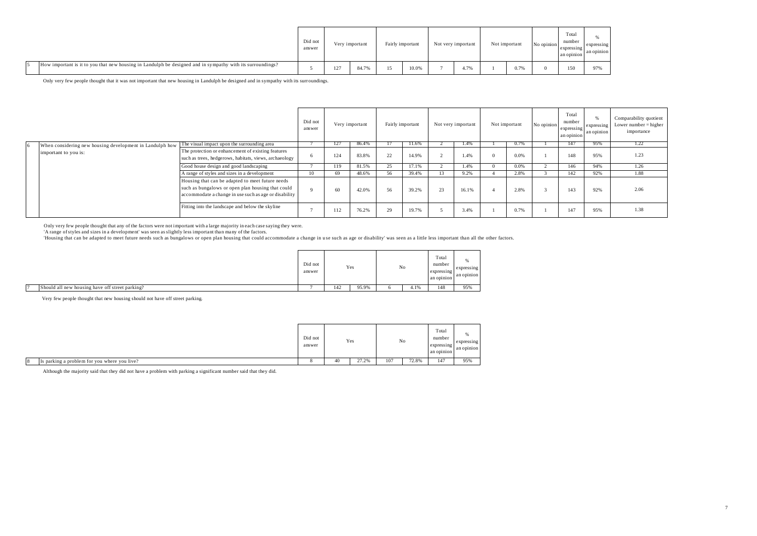| | | Did not answer | Very important | | Fairly important | | Not very important | | Not important | | No opinion | Total number expressing an opinion | % expressing an opinion |
|---|---|---|---|---|---|---|---|---|---|---|---|---|---|
| 5 | How important is it to you that new housing in Landulph be designed and in sympathy with its surroundings? | 5 | 127 | 84.7% | 15 | 10.0% | 7 | 4.7% | 1 | 0.7% | 0 | 150 | 97% |

Only very few people thought that it was not important that new housing in Landulph be designed and in sympathy with surroundings.

| | | | Did not answer | Very important | | Fairly important | | Not very important | | Not important | | No opinion | Total number expressing an opinion | % expressing an opinion | Comparability quotient Lower number = higher importance |
|---|---|---|---|---|---|---|---|---|---|---|---|---|---|---|---|
| 6 | When considering new housing development in Landulph how important to you is: | The visual impact upon the surrounding area | 7 | 127 | 86.4% | 17 | 11.6% | 2 | 1.4% | 1 | 0.7% | 1 | 147 | 95% | 1.22 |
| | | The protection or enhancement of existing features such as trees, hedgerows, habitats, views, archaeology | 6 | 124 | 83.8% | 22 | 14.9% | 2 | 1.4% | 0 | 0.0% | 1 | 148 | 95% | 1.23 |
| | | Good house design and good landscaping | 7 | 119 | 81.5% | 25 | 17.1% | 2 | 1.4% | 0 | 0.0% | 2 | 146 | 94% | 1.26 |
| | | A range of styles and sizes in a development | 10 | 69 | 48.6% | 56 | 39.4% | 13 | 9.2% | 4 | 2.8% | 3 | 142 | 92% | 1.88 |
| | | Housing that can be adapted to meet future needs such as bungalows or open plan housing that could accommodate a change in use such as age or disability | 9 | 60 | 42.0% | 56 | 39.2% | 23 | 16.1% | 4 | 2.8% | 3 | 143 | 92% | 2.06 |
| | | Fitting into the landscape and below the skyline | 7 | 112 | 76.2% | 29 | 19.7% | 5 | 3.4% | 1 | 0.7% | 1 | 147 | 95% | 1.38 |

Only very few people thought that any of the factors were not important with a large majority in each case saying they were.
'A range of styles and sizes in a development' was seen as slightly less important than many of the factors.
'Housing that can be adapted to meet future needs such as bungalows or open plan housing that could accommodate a change in use such as age or disability' was seen as a little less important than all the other factors.

| | | Did not answer | Yes | | No | | Total number expressing an opinion | % expressing an opinion |
|---|---|---|---|---|---|---|---|---|
| 7 | Should all new housing have off street parking? | 7 | 142 | 95.9% | 6 | 4.1% | 148 | 95% |

Very few people thought that new housing should not have off street parking.

| | | Did not answer | Yes | | No | | Total number expressing an opinion | % expressing an opinion |
|---|---|---|---|---|---|---|---|---|
| 8 | Is parking a problem for you where you live? | 8 | 40 | 27.2% | 107 | 72.8% | 147 | 95% |

Although the majority said that they did not have a problem with parking a significant number said that they did.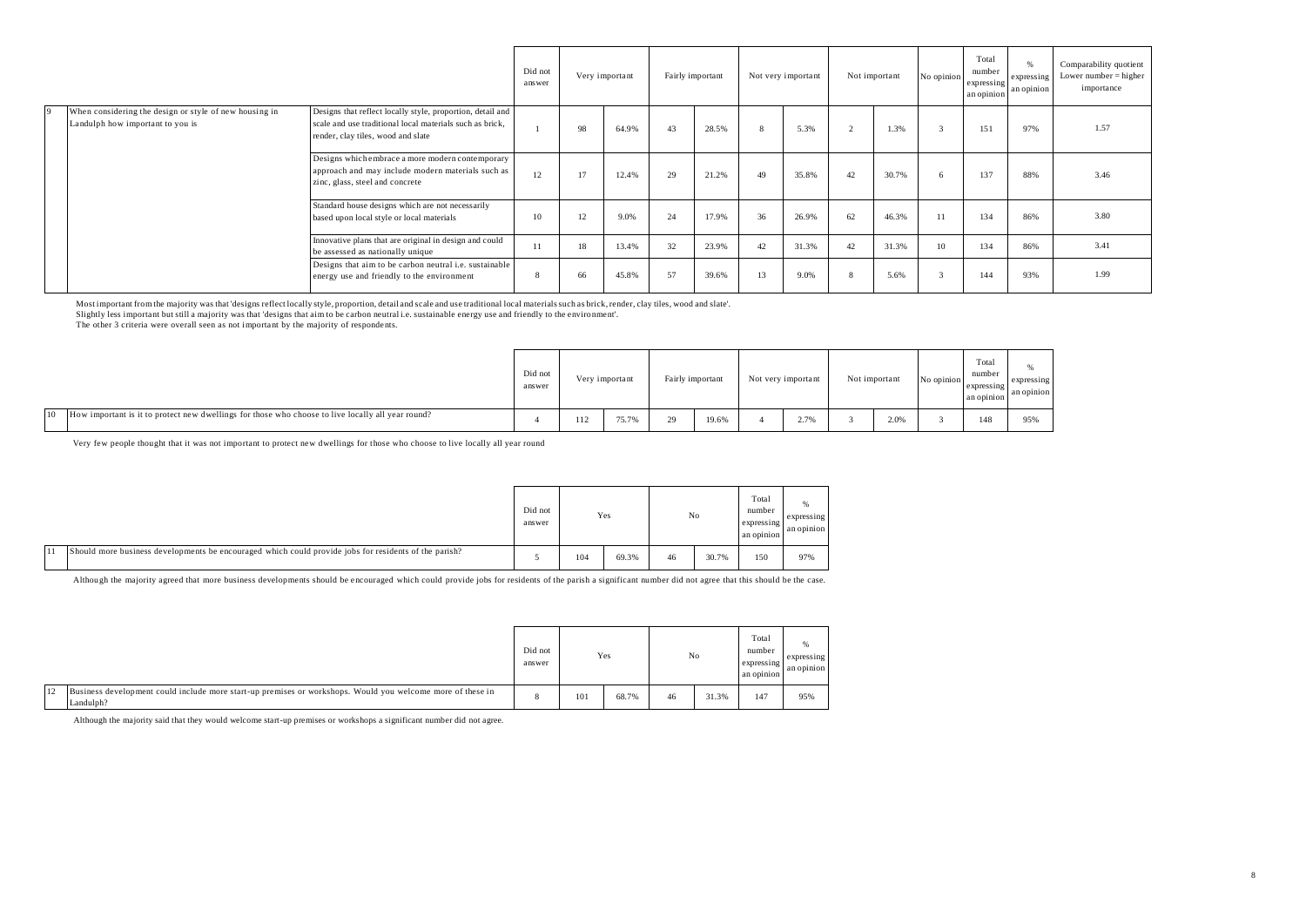| | | | Did not answer | Very important | | Fairly important | | Not very important | | Not important | | No opinion | Total number expressing an opinion | % expressing an opinion | Comparability quotient Lower number = higher importance |
|---|---|---|---|---|---|---|---|---|---|---|---|---|---|---|---|
| 9 | When considering the design or style of new housing in Landulph how important to you is | Designs that reflect locally style, proportion, detail and scale and use traditional local materials such as brick, render, clay tiles, wood and slate | 1 | 98 | 64.9% | 43 | 28.5% | 8 | 5.3% | 2 | 1.3% | 3 | 151 | 97% | 1.57 |
| | | Designs which embrace a more modern contemporary approach and may include modern materials such as zinc, glass, steel and concrete | 12 | 17 | 12.4% | 29 | 21.2% | 49 | 35.8% | 42 | 30.7% | 6 | 137 | 88% | 3.46 |
| | | Standard house designs which are not necessarily based upon local style or local materials | 10 | 12 | 9.0% | 24 | 17.9% | 36 | 26.9% | 62 | 46.3% | 11 | 134 | 86% | 3.80 |
| | | Innovative plans that are original in design and could be assessed as nationally unique | 11 | 18 | 13.4% | 32 | 23.9% | 42 | 31.3% | 42 | 31.3% | 10 | 134 | 86% | 3.41 |
| | | Designs that aim to be carbon neutral i.e. sustainable energy use and friendly to the environment | 8 | 66 | 45.8% | 57 | 39.6% | 13 | 9.0% | 8 | 5.6% | 3 | 144 | 93% | 1.99 |

Most important from the majority was that 'designs reflect locally style, proportion, detail and scale and use traditional local materials such as brick, render, clay tiles, wood and slate'.
Slightly less important but still a majority was that 'designs that aim to be carbon neutral i.e. sustainable energy use and friendly to the environment'.
The other 3 criteria were overall seen as not important by the majority of respondents.

| | | Did not answer | Very important | | Fairly important | | Not very important | | Not important | | No opinion | Total number expressing an opinion | % expressing an opinion |
|---|---|---|---|---|---|---|---|---|---|---|---|---|---|
| 10 | How important is it to protect new dwellings for those who choose to live locally all year round? | 4 | 112 | 75.7% | 29 | 19.6% | 4 | 2.7% | 3 | 2.0% | 3 | 148 | 95% |

Very few people thought that it was not important to protect new dwellings for those who choose to live locally all year round

| | | Did not answer | Yes | | No | | Total number expressing an opinion | % expressing an opinion |
|---|---|---|---|---|---|---|---|---|
| 11 | Should more business developments be encouraged which could provide jobs for residents of the parish? | 5 | 104 | 69.3% | 46 | 30.7% | 150 | 97% |

Although the majority agreed that more business developments should be encouraged which could provide jobs for residents of the parish a significant number did not agree that this should be the case.

| | | Did not answer | Yes | | No | | Total number expressing an opinion | % expressing an opinion |
|---|---|---|---|---|---|---|---|---|
| 12 | Business development could include more start-up premises or workshops. Would you welcome more of these in Landulph? | 8 | 101 | 68.7% | 46 | 31.3% | 147 | 95% |

Although the majority said that they would welcome start-up premises or workshops a significant number did not agree.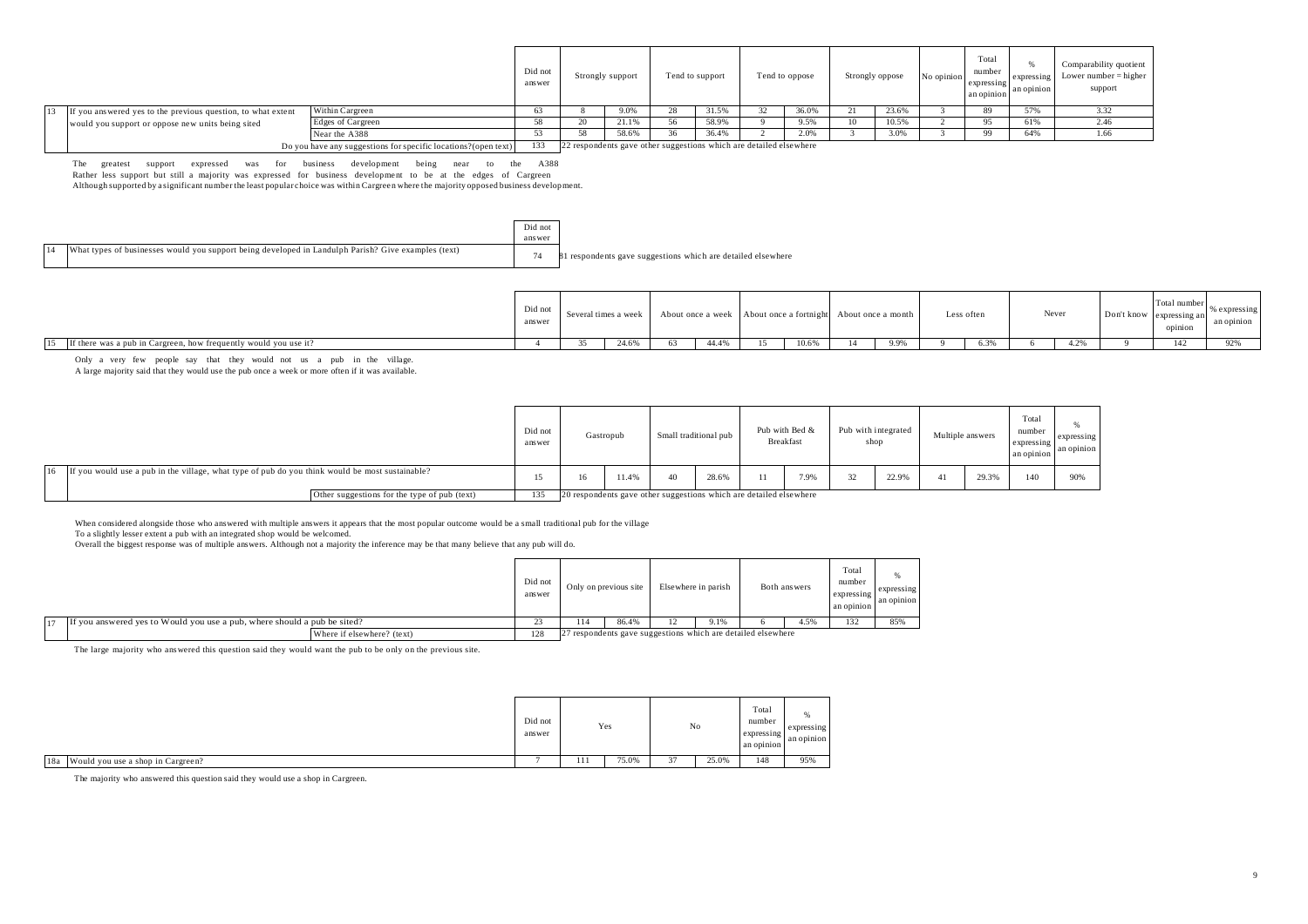| | | | Did not answer | Strongly support | | Tend to support | | Tend to oppose | | Strongly oppose | | No opinion | Total number expressing an opinion | % expressing an opinion | Comparability quotient Lower number = higher support |
|---|---|---|---|---|---|---|---|---|---|---|---|---|---|---|---|
| 13 | If you answered yes to the previous question, to what extent would you support or oppose new units being sited | Within Cargreen | 63 | 8 | 9.0% | 28 | 31.5% | 32 | 36.0% | 21 | 23.6% | 3 | 89 | 57% | 3.32 |
| | | Edges of Cargreen | 58 | 20 | 21.1% | 56 | 58.9% | 9 | 9.5% | 10 | 10.5% | 2 | 95 | 61% | 2.46 |
| | | Near the A388 | 53 | 58 | 58.6% | 36 | 36.4% | 2 | 2.0% | 3 | 3.0% | 3 | 99 | 64% | 1.66 |
| | | Do you have any suggestions for specific locations?(open text) | 133 | 22 respondents gave other suggestions which are detailed elsewhere | | | | | | | | | | | |

The greatest support expressed was for business development being near to the A388
Rather less support but still a majority was expressed for business development to be at the edges of Cargreen
Although supported by a significant number the least popular choice was within Cargreen where the majority opposed business development.

| | | Did not answer | |
|---|---|---|---|
| 14 | What types of businesses would you support being developed in Landulph Parish? Give examples (text) | 74 | 81 respondents gave suggestions which are detailed elsewhere |

| | | Did not answer | Several times a week | | About once a week | | About once a fortnight | | About once a month | | Less often | | Never | | Don't know | Total number expressing an opinion | % expressing an opinion |
|---|---|---|---|---|---|---|---|---|---|---|---|---|---|---|---|---|---|
| 15 | If there was a pub in Cargreen, how frequently would you use it? | 4 | 35 | 24.6% | 63 | 44.4% | 15 | 10.6% | 14 | 9.9% | 9 | 6.3% | 6 | 4.2% | 9 | 142 | 92% |

Only a very few people say that they would not us a pub in the village.
A large majority said that they would use the pub once a week or more often if it was available.

| | | | Did not answer | Gastropub | | Small traditional pub | | Pub with Bed & Breakfast | | Pub with integrated shop | | Multiple answers | | Total number expressing an opinion | % expressing an opinion |
|---|---|---|---|---|---|---|---|---|---|---|---|---|---|---|---|
| 16 | If you would use a pub in the village, what type of pub do you think would be most sustainable? | | 15 | 16 | 11.4% | 40 | 28.6% | 11 | 7.9% | 32 | 22.9% | 41 | 29.3% | 140 | 90% |
| | | Other suggestions for the type of pub (text) | 135 | 20 respondents gave other suggestions which are detailed elsewhere | | | | | | | | | | | |

When considered alongside those who answered with multiple answers it appears that the most popular outcome would be a small traditional pub for the village
To a slightly lesser extent a pub with an integrated shop would be welcomed.
Overall the biggest response was of multiple answers. Although not a majority the inference may be that many believe that any pub will do.

| | | | Did not answer | Only on previous site | | Elsewhere in parish | | Both answers | | Total number expressing an opinion | % expressing an opinion |
|---|---|---|---|---|---|---|---|---|---|---|---|
| 17 | If you answered yes to Would you use a pub, where should a pub be sited? | | 23 | 114 | 86.4% | 12 | 9.1% | 6 | 4.5% | 132 | 85% |
| | | Where if elsewhere? (text) | 128 | 27 respondents gave suggestions which are detailed elsewhere | | | | | | | |

The large majority who answered this question said they would want the pub to be only on the previous site.

| | | Did not answer | Yes | | No | | Total number expressing an opinion | % expressing an opinion |
|---|---|---|---|---|---|---|---|---|
| 18a | Would you use a shop in Cargreen? | 7 | 111 | 75.0% | 37 | 25.0% | 148 | 95% |

The majority who answered this question said they would use a shop in Cargreen.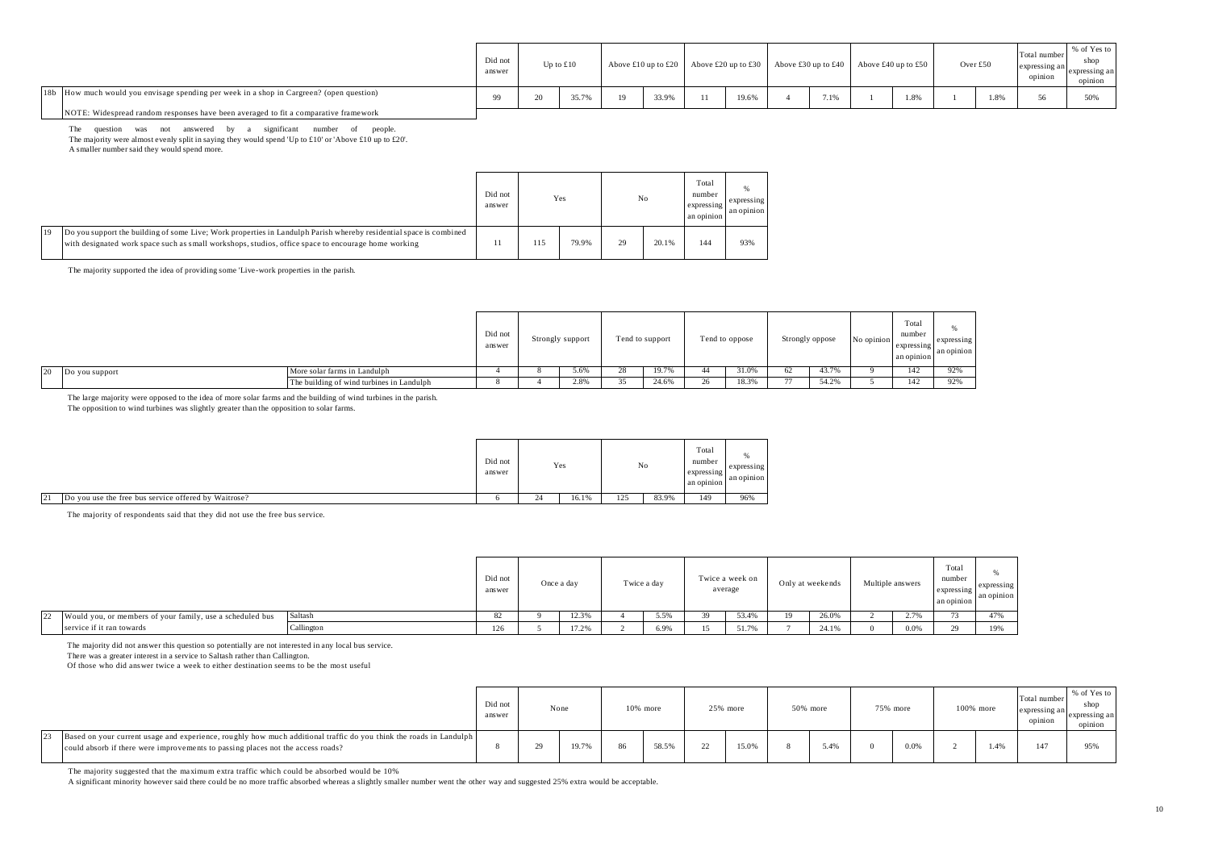| | | Did not answer | Up to £10 | | Above £10 up to £20 | | Above £20 up to £30 | | Above £30 up to £40 | | Above £40 up to £50 | | Over £50 | | Total number expressing an opinion | % of Yes to shop expressing an opinion |
|---|---|---|---|---|---|---|---|---|---|---|---|---|---|---|---|---|
| 18b | How much would you envisage spending per week in a shop in Cargreen? (open question) | 99 | 20 | 35.7% | 19 | 33.9% | 11 | 19.6% | 4 | 7.1% | 1 | 1.8% | 1 | 1.8% | 56 | 50% |
| | NOTE: Widespread random responses have been averaged to fit a comparative framework | | | | | | | | | | | | | | | |

The question was not answered by a significant number of people.
The majority were almost evenly split in saying they would spend 'Up to £10' or 'Above £10 up to £20'.
A smaller number said they would spend more.

| | | Did not answer | Yes | | No | | Total number expressing an opinion | % expressing an opinion |
|---|---|---|---|---|---|---|---|---|
| 19 | Do you support the building of some Live; Work properties in Landulph Parish whereby residential space is combined with designated work space such as small workshops, studios, office space to encourage home working | 11 | 115 | 79.9% | 29 | 20.1% | 144 | 93% |

The majority supported the idea of providing some 'Live-work properties in the parish.

| | | | Did not answer | Strongly support | | Tend to support | | Tend to oppose | | Strongly oppose | | No opinion | Total number expressing an opinion | % expressing an opinion |
|---|---|---|---|---|---|---|---|---|---|---|---|---|---|---|
| 20 | Do you support | More solar farms in Landulph | 4 | 8 | 5.6% | 28 | 19.7% | 44 | 31.0% | 62 | 43.7% | 9 | 142 | 92% |
| | | The building of wind turbines in Landulph | 8 | 4 | 2.8% | 35 | 24.6% | 26 | 18.3% | 77 | 54.2% | 5 | 142 | 92% |

The large majority were opposed to the idea of more solar farms and the building of wind turbines in the parish.
The opposition to wind turbines was slightly greater than the opposition to solar farms.

| | | Did not answer | Yes | | No | | Total number expressing an opinion | % expressing an opinion |
|---|---|---|---|---|---|---|---|---|
| 21 | Do you use the free bus service offered by Waitrose? | 6 | 24 | 16.1% | 125 | 83.9% | 149 | 96% |

The majority of respondents said that they did not use the free bus service.

| | | | Did not answer | Once a day | | Twice a day | | Twice a week on average | | Only at weekends | | Multiple answers | | Total number expressing an opinion | % expressing an opinion |
|---|---|---|---|---|---|---|---|---|---|---|---|---|---|---|---|
| 22 | Would you, or members of your family, use a scheduled bus service if it ran towards | Saltash | 82 | 9 | 12.3% | 4 | 5.5% | 39 | 53.4% | 19 | 26.0% | 2 | 2.7% | 73 | 47% |
| | | Callington | 126 | 5 | 17.2% | 2 | 6.9% | 15 | 51.7% | 7 | 24.1% | 0 | 0.0% | 29 | 19% |

The majority did not answer this question so potentially are not interested in any local bus service.
There was a greater interest in a service to Saltash rather than Callington.
Of those who did answer twice a week to either destination seems to be the most useful

| | | Did not answer | None | | 10% more | | 25% more | | 50% more | | 75% more | | 100% more | | Total number expressing an opinion | % of Yes to shop expressing an opinion |
|---|---|---|---|---|---|---|---|---|---|---|---|---|---|---|---|---|
| 23 | Based on your current usage and experience, roughly how much additional traffic do you think the roads in Landulph could absorb if there were improvements to passing places not the access roads? | 8 | 29 | 19.7% | 86 | 58.5% | 22 | 15.0% | 8 | 5.4% | 0 | 0.0% | 2 | 1.4% | 147 | 95% |

The majority suggested that the maximum extra traffic which could be absorbed would be 10%
A significant minority however said there could be no more traffic absorbed whereas a slightly smaller number went the other way and suggested 25% extra would be acceptable.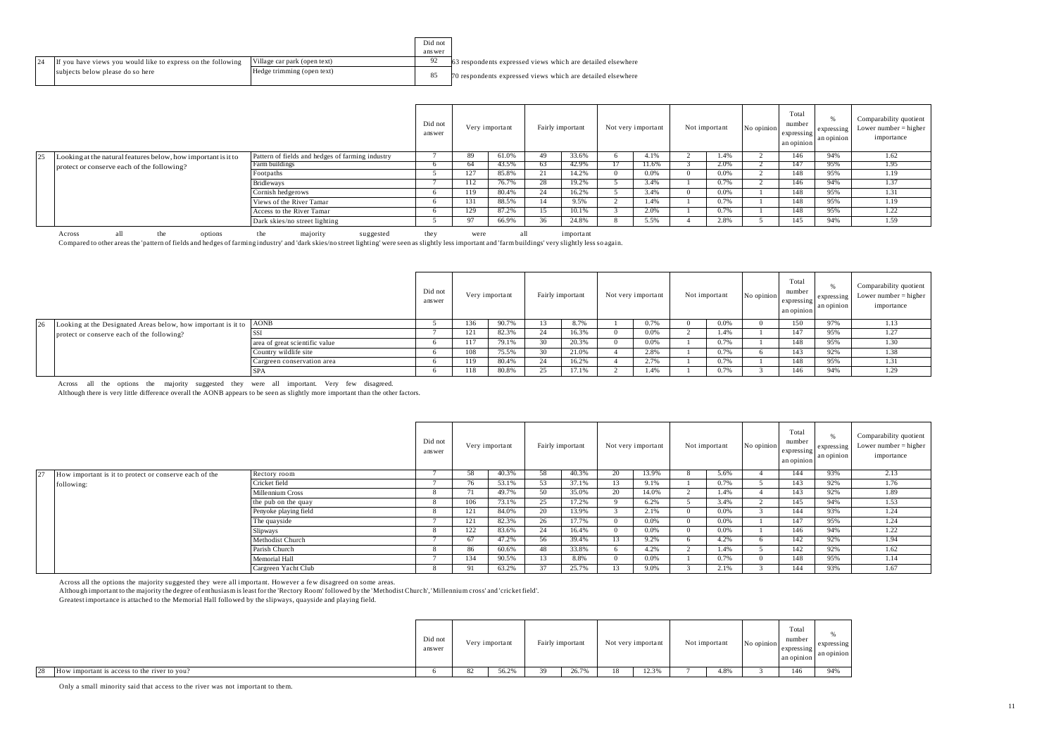| | | | Did not answer | |
|---|---|---|---|---|
| 24 | If you have views you would like to express on the following subjects below please do so here | Village car park (open text) | 92 | 63 respondents expressed views which are detailed elsewhere |
| | | Hedge trimming (open text) | 85 | 70 respondents expressed views which are detailed elsewhere |

| | | | Did not answer | Very important | | Fairly important | | Not very important | | Not important | | No opinion | Total number expressing an opinion | % expressing an opinion | Comparability quotient Lower number = higher importance |
|---|---|---|---|---|---|---|---|---|---|---|---|---|---|---|---|
| 25 | Looking at the natural features below, how important is it to protect or conserve each of the following? | Pattern of fields and hedges of farming industry | 7 | 89 | 61.0% | 49 | 33.6% | 6 | 4.1% | 2 | 1.4% | 2 | 146 | 94% | 1.62 |
| | | Farm buildings | 6 | 64 | 43.5% | 63 | 42.9% | 17 | 11.6% | 3 | 2.0% | 2 | 147 | 95% | 1.95 |
| | | Footpaths | 5 | 127 | 85.8% | 21 | 14.2% | 0 | 0.0% | 0 | 0.0% | 2 | 148 | 95% | 1.19 |
| | | Bridleways | 7 | 112 | 76.7% | 28 | 19.2% | 5 | 3.4% | 1 | 0.7% | 2 | 146 | 94% | 1.37 |
| | | Cornish hedgerows | 6 | 119 | 80.4% | 24 | 16.2% | 5 | 3.4% | 0 | 0.0% | 1 | 148 | 95% | 1.31 |
| | | Views of the River Tamar | 6 | 131 | 88.5% | 14 | 9.5% | 2 | 1.4% | 1 | 0.7% | 1 | 148 | 95% | 1.19 |
| | | Access to the River Tamar | 6 | 129 | 87.2% | 15 | 10.1% | 3 | 2.0% | 1 | 0.7% | 1 | 148 | 95% | 1.22 |
| | | Dark skies/no street lighting | 5 | 97 | 66.9% | 36 | 24.8% | 8 | 5.5% | 4 | 2.8% | 5 | 145 | 94% | 1.59 |

Across all the options the majority suggested they were all important

Compared to other areas the 'pattern of fields and hedges of farming industry' and 'dark skies/no street lighting' were seen as slightly less important and 'farm buildings' very slightly less so again.

| | | | Did not answer | Very important | | Fairly important | | Not very important | | Not important | | No opinion | Total number expressing an opinion | % expressing an opinion | Comparability quotient Lower number = higher importance |
|---|---|---|---|---|---|---|---|---|---|---|---|---|---|---|---|
| 26 | Looking at the Designated Areas below, how important is it to protect or conserve each of the following? | AONB | 5 | 136 | 90.7% | 13 | 8.7% | 1 | 0.7% | 0 | 0.0% | 0 | 150 | 97% | 1.13 |
| | | SSI | 7 | 121 | 82.3% | 24 | 16.3% | 0 | 0.0% | 2 | 1.4% | 1 | 147 | 95% | 1.27 |
| | | area of great scientific value | 6 | 117 | 79.1% | 30 | 20.3% | 0 | 0.0% | 1 | 0.7% | 1 | 148 | 95% | 1.30 |
| | | Country wildlife site | 6 | 108 | 75.5% | 30 | 21.0% | 4 | 2.8% | 1 | 0.7% | 6 | 143 | 92% | 1.38 |
| | | Cargreen conservation area | 6 | 119 | 80.4% | 24 | 16.2% | 4 | 2.7% | 1 | 0.7% | 1 | 148 | 95% | 1.31 |
| | | SPA | 6 | 118 | 80.8% | 25 | 17.1% | 2 | 1.4% | 1 | 0.7% | 3 | 146 | 94% | 1.29 |

Across all the options the majority suggested they were all important. Very few disagreed.

Although there is very little difference overall the AONB appears to be seen as slightly more important than the other factors.

| | | | Did not answer | Very important | | Fairly important | | Not very important | | Not important | | No opinion | Total number expressing an opinion | % expressing an opinion | Comparability quotient Lower number = higher importance |
|---|---|---|---|---|---|---|---|---|---|---|---|---|---|---|---|
| 27 | How important is it to protect or conserve each of the following: | Rectory room | 7 | 58 | 40.3% | 58 | 40.3% | 20 | 13.9% | 8 | 5.6% | 4 | 144 | 93% | 2.13 |
| | | Cricket field | 7 | 76 | 53.1% | 53 | 37.1% | 13 | 9.1% | 1 | 0.7% | 5 | 143 | 92% | 1.76 |
| | | Millennium Cross | 8 | 71 | 49.7% | 50 | 35.0% | 20 | 14.0% | 2 | 1.4% | 4 | 143 | 92% | 1.89 |
| | | the pub on the quay | 8 | 106 | 73.1% | 25 | 17.2% | 9 | 6.2% | 5 | 3.4% | 2 | 145 | 94% | 1.53 |
| | | Penyoke playing field | 8 | 121 | 84.0% | 20 | 13.9% | 3 | 2.1% | 0 | 0.0% | 3 | 144 | 93% | 1.24 |
| | | The quayside | 7 | 121 | 82.3% | 26 | 17.7% | 0 | 0.0% | 0 | 0.0% | 1 | 147 | 95% | 1.24 |
| | | Slipways | 8 | 122 | 83.6% | 24 | 16.4% | 0 | 0.0% | 0 | 0.0% | 1 | 146 | 94% | 1.22 |
| | | Methodist Church | 7 | 67 | 47.2% | 56 | 39.4% | 13 | 9.2% | 6 | 4.2% | 6 | 142 | 92% | 1.94 |
| | | Parish Church | 8 | 86 | 60.6% | 48 | 33.8% | 6 | 4.2% | 2 | 1.4% | 5 | 142 | 92% | 1.62 |
| | | Memorial Hall | 7 | 134 | 90.5% | 13 | 8.8% | 0 | 0.0% | 1 | 0.7% | 0 | 148 | 95% | 1.14 |
| | | Cargreen Yacht Club | 8 | 91 | 63.2% | 37 | 25.7% | 13 | 9.0% | 3 | 2.1% | 3 | 144 | 93% | 1.67 |

Across all the options the majority suggested they were all important. However a few disagreed on some areas.

Although important to the majority the degree of enthusiasm is least for the 'Rectory Room' followed by the 'Methodist Church', 'Millennium cross' and 'cricket field'.

Greatest importance is attached to the Memorial Hall followed by the slipways, quayside and playing field.

| | | Did not answer | Very important | | Fairly important | | Not very important | | Not important | | No opinion | Total number expressing an opinion | % expressing an opinion |
|---|---|---|---|---|---|---|---|---|---|---|---|---|---|
| 28 | How important is access to the river to you? | 6 | 82 | 56.2% | 39 | 26.7% | 18 | 12.3% | 7 | 4.8% | 3 | 146 | 94% |

Only a small minority said that access to the river was not important to them.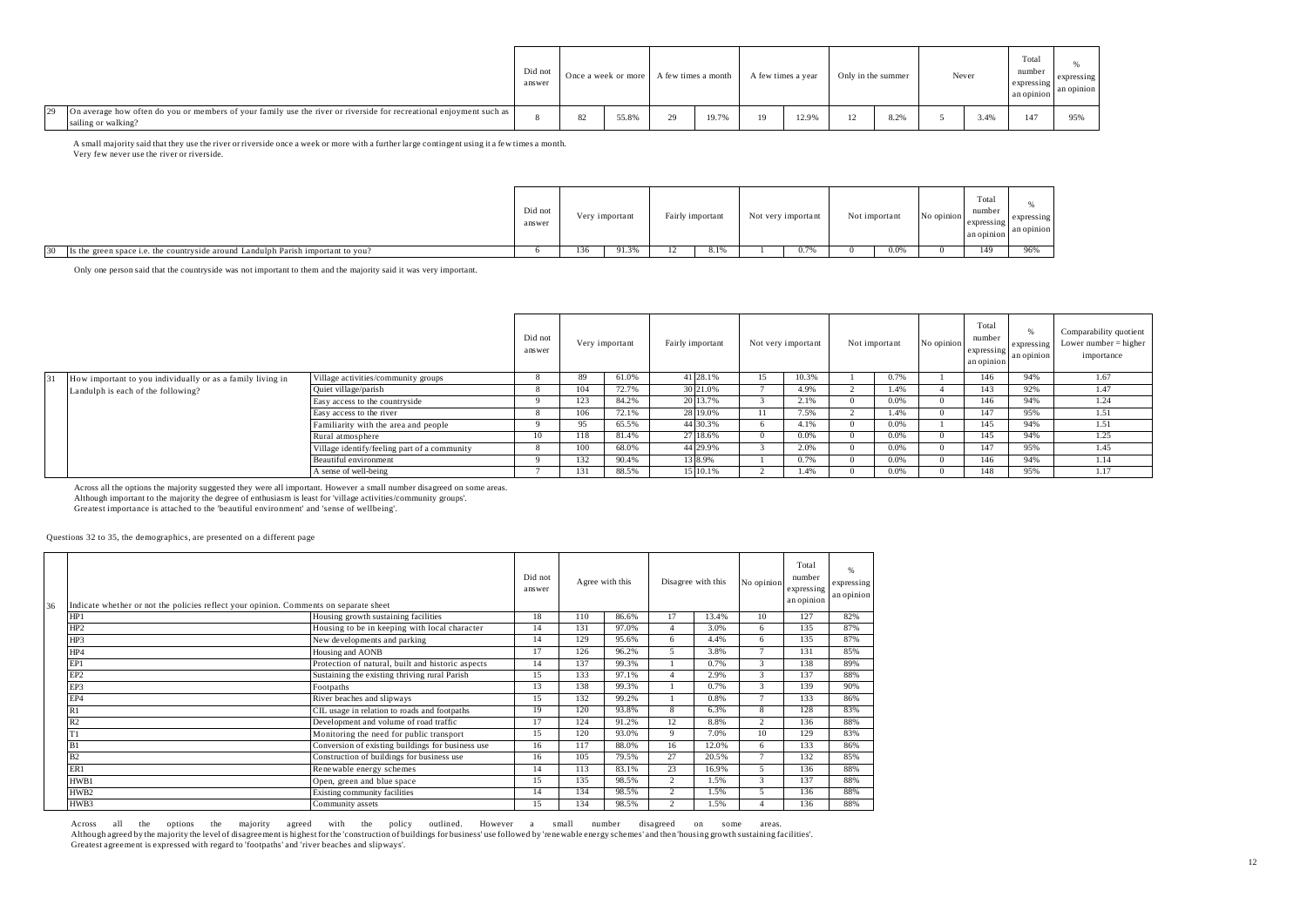| | | Did not answer | Once a week or more | | A few times a month | | A few times a year | | Only in the summer | | Never | | Total number expressing an opinion | % expressing an opinion |
|---|---|---|---|---|---|---|---|---|---|---|---|---|---|---|
| 29 | On average how often do you or members of your family use the river or riverside for recreational enjoyment such as sailing or walking? | 8 | 82 | 55.8% | 29 | 19.7% | 19 | 12.9% | 12 | 8.2% | 5 | 3.4% | 147 | 95% |

A small majority said that they use the river or riverside once a week or more with a further large contingent using it a few times a month.
Very few never use the river or riverside.

| | | Did not answer | Very important | | Fairly important | | Not very important | | Not important | | No opinion | Total number expressing an opinion | % expressing an opinion |
|---|---|---|---|---|---|---|---|---|---|---|---|---|---|
| 30 | Is the green space i.e. the countryside around Landulph Parish important to you? | 6 | 136 | 91.3% | 12 | 8.1% | 1 | 0.7% | 0 | 0.0% | 0 | 149 | 96% |

Only one person said that the countryside was not important to them and the majority said it was very important.

| | | | Did not answer | Very important | | Fairly important | | Not very important | | Not important | | No opinion | Total number expressing an opinion | % expressing an opinion | Comparability quotient Lower number = higher importance |
|---|---|---|---|---|---|---|---|---|---|---|---|---|---|---|---|
| 31 | How important to you individually or as a family living in Landulph is each of the following? | Village activities/community groups | 8 | 89 | 61.0% | 41 | 28.1% | 15 | 10.3% | 1 | 0.7% | 1 | 146 | 94% | 1.67 |
| | | Quiet village/parish | 8 | 104 | 72.7% | 30 | 21.0% | 7 | 4.9% | 2 | 1.4% | 4 | 143 | 92% | 1.47 |
| | | Easy access to the countryside | 9 | 123 | 84.2% | 20 | 13.7% | 3 | 2.1% | 0 | 0.0% | 0 | 146 | 94% | 1.24 |
| | | Easy access to the river | 8 | 106 | 72.1% | 28 | 19.0% | 11 | 7.5% | 2 | 1.4% | 0 | 147 | 95% | 1.51 |
| | | Familiarity with the area and people | 9 | 95 | 65.5% | 44 | 30.3% | 6 | 4.1% | 0 | 0.0% | 1 | 145 | 94% | 1.51 |
| | | Rural atmosphere | 10 | 118 | 81.4% | 27 | 18.6% | 0 | 0.0% | 0 | 0.0% | 0 | 145 | 94% | 1.25 |
| | | Village identify/feeling part of a community | 8 | 100 | 68.0% | 44 | 29.9% | 3 | 2.0% | 0 | 0.0% | 0 | 147 | 95% | 1.45 |
| | | Beautiful environment | 9 | 132 | 90.4% | 13 | 8.9% | 1 | 0.7% | 0 | 0.0% | 0 | 146 | 94% | 1.14 |
| | | A sense of well-being | 7 | 131 | 88.5% | 15 | 10.1% | 2 | 1.4% | 0 | 0.0% | 0 | 148 | 95% | 1.17 |

Across all the options the majority suggested they were all important. However a small number disagreed on some areas.
Although important to the majority the degree of enthusiasm is least for 'village activities/community groups'.
Greatest importance is attached to the 'beautiful environment' and 'sense of wellbeing'.

Questions 32 to 35, the demographics, are presented on a different page

| 36 | Indicate whether or not the policies reflect your opinion. Comments on separate sheet | | Did not answer | Agree with this | | Disagree with this | | No opinion | Total number expressing an opinion | % expressing an opinion |
|---|---|---|---|---|---|---|---|---|---|---|
| | HP1 | Housing growth sustaining facilities | 18 | 110 | 86.6% | 17 | 13.4% | 10 | 127 | 82% |
| | HP2 | Housing to be in keeping with local character | 14 | 131 | 97.0% | 4 | 3.0% | 6 | 135 | 87% |
| | HP3 | New developments and parking | 14 | 129 | 95.6% | 6 | 4.4% | 6 | 135 | 87% |
| | HP4 | Housing and AONB | 17 | 126 | 96.2% | 5 | 3.8% | 7 | 131 | 85% |
| | EP1 | Protection of natural, built and historic aspects | 14 | 137 | 99.3% | 1 | 0.7% | 3 | 138 | 89% |
| | EP2 | Sustaining the existing thriving rural Parish | 15 | 133 | 97.1% | 4 | 2.9% | 3 | 137 | 88% |
| | EP3 | Footpaths | 13 | 138 | 99.3% | 1 | 0.7% | 3 | 139 | 90% |
| | EP4 | River beaches and slipways | 15 | 132 | 99.2% | 1 | 0.8% | 7 | 133 | 86% |
| | R1 | CIL usage in relation to roads and footpaths | 19 | 120 | 93.8% | 8 | 6.3% | 8 | 128 | 83% |
| | R2 | Development and volume of road traffic | 17 | 124 | 91.2% | 12 | 8.8% | 2 | 136 | 88% |
| | T1 | Monitoring the need for public transport | 15 | 120 | 93.0% | 9 | 7.0% | 10 | 129 | 83% |
| | B1 | Conversion of existing buildings for business use | 16 | 117 | 88.0% | 16 | 12.0% | 6 | 133 | 86% |
| | B2 | Construction of buildings for business use | 16 | 105 | 79.5% | 27 | 20.5% | 7 | 132 | 85% |
| | ER1 | Renewable energy schemes | 14 | 113 | 83.1% | 23 | 16.9% | 5 | 136 | 88% |
| | HWB1 | Open, green and blue space | 15 | 135 | 98.5% | 2 | 1.5% | 3 | 137 | 88% |
| | HWB2 | Existing community facilities | 14 | 134 | 98.5% | 2 | 1.5% | 5 | 136 | 88% |
| | HWB3 | Community assets | 15 | 134 | 98.5% | 2 | 1.5% | 4 | 136 | 88% |

Across all the options the majority agreed with the policy outlined. However a small number disagreed on some areas.
Although agreed by the majority the level of disagreement is highest for the 'construction of buildings for business' use followed by 'renewable energy schemes' and then 'housing growth sustaining facilities'.
Greatest agreement is expressed with regard to 'footpaths' and 'river beaches and slipways'.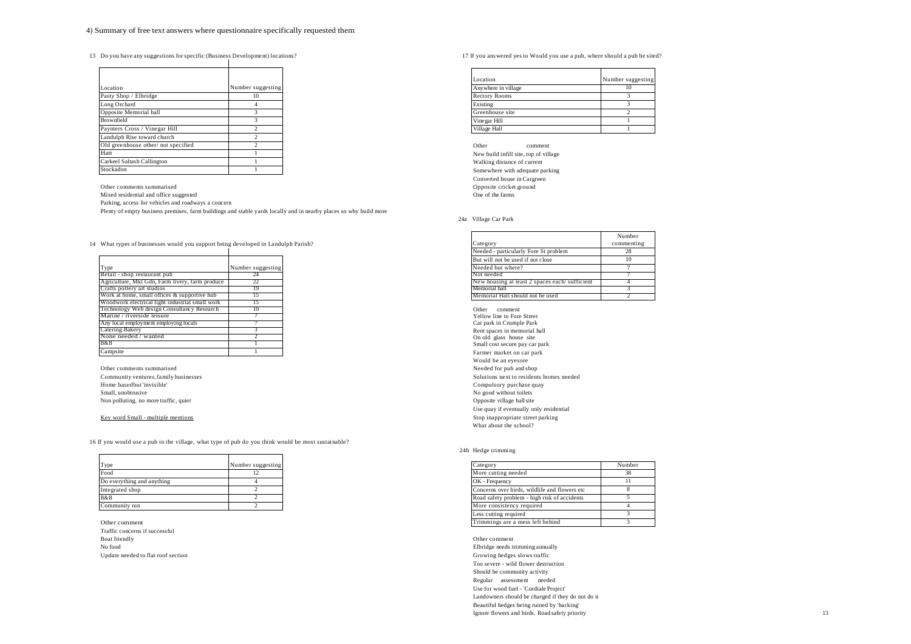## 4) Summary of free text answers where questionnaire specifically requested them

### 13 Do you have any suggestions for specific (Business Development) locations?

| Location | Number suggesting |
|---|---|
| Pasty Shop / Elbridge | 10 |
| Long Orchard | 4 |
| Opposite Memorial hall | 3 |
| Brownfield | 3 |
| Paynters Cross / Vinegar Hill | 2 |
| Landulph Rise toward church | 2 |
| Old greenhouse other/ not specified | 2 |
| Hatt | 1 |
| Carkeel Saltash Callington | 1 |
| Stockadon | 1 |

Other comments summarised

Mixed residential and office suggested

Parking, access for vehicles and roadways a concern

Plenty of empty business premises, farm buildings and stable yards locally and in nearby places so why build more

### 14 What types of businesses would you support being developed in Landulph Parish?

| Type | Number suggesting |
|---|---|
| Retail - shop restaurant pub | 24 |
| Agriculture, Mkt Gdn, Farm livery, farm produce | 22 |
| Crafts pottery art studios | 19 |
| Work at home, small offices & supportive hub | 15 |
| Woodwork electrical light industrial small work | 15 |
| Technology Web design Consultancy Research | 10 |
| Marine / riverside leisure | 7 |
| Any local employment employing locals | 7 |
| Catering Bakery | 3 |
| None needed / wanted | 2 |
| B&B | 1 |
| Campsite | 1 |

Other comments summarised

Community ventures, family businesses

Home based but 'invisible'

Small, unobtrusive

Non polluting, no more traffic, quiet

Key word Small - multiple mentions

### 16 If you would use a pub in the village, what type of pub do you think would be most sustainable?

| Type | Number suggesting |
|---|---|
| Food | 12 |
| Do everything and anything | 4 |
| Integrated shop | 2 |
| B&B | 2 |
| Community run | 2 |

Other comment

Traffic concerns if successful

Boat friendly

No food

Update needed to flat roof section

### 17 If you answered yes to Would you use a pub, where should a pub be sited?

| Location | Number suggesting |
|---|---|
| Anywhere in village | 10 |
| Rectory Rooms | 3 |
| Existing | 3 |
| Greenhouse site | 2 |
| Vinegar Hill | 1 |
| Village Hall | 1 |

Other comment

New build infill site, top of village

Walking distance of current

Somewhere with adequate parking

Converted house in Cargreen

Opposite cricket ground

One of the farms

### 24a Village Car Park

| Category | Number commenting |
|---|---|
| Needed - particularly Fore St problem | 28 |
| But will not be used if not close | 10 |
| Needed but where? | 7 |
| Not needed | 7 |
| New housing at least 2 spaces each/ sufficient | 4 |
| Memorial hall | 3 |
| Memorial Hall should not be used | 2 |

Other comment

Yellow line to Fore Street

Car park in Crumple Park

Rent spaces in memorial hall

On old glass house site

Small cost secure pay car park

Farmer market on car park

Would be an eyesore

Needed for pub and shop

Solutions next to residents homes needed

Compulsory purchase quay

No good without toilets

Opposite village hall site

Use quay if eventually only residential

Stop inappropriate street parking

What about the school?

### 24b Hedge trimming

| Category | Number |
|---|---|
| More cutting needed | 38 |
| OK - Frequency | 11 |
| Concerns over birds, wildlife and flowers etc | 8 |
| Road safety problem - high risk of accidents | 5 |
| More consistency required | 4 |
| Less cutting required | 3 |
| Trimmings are a mess left behind | 3 |

Other comment

Elbridge needs trimming annually

Growing hedges slows traffic

Too severe - wild flower destruction

Should be community activity

Regular assessment needed

Use for wood fuel - 'Cordiale Project'

Landowners should be charged if they do not do it

Beautiful hedges being ruined by 'hacking'

Ignore flowers and birds. Road safety priority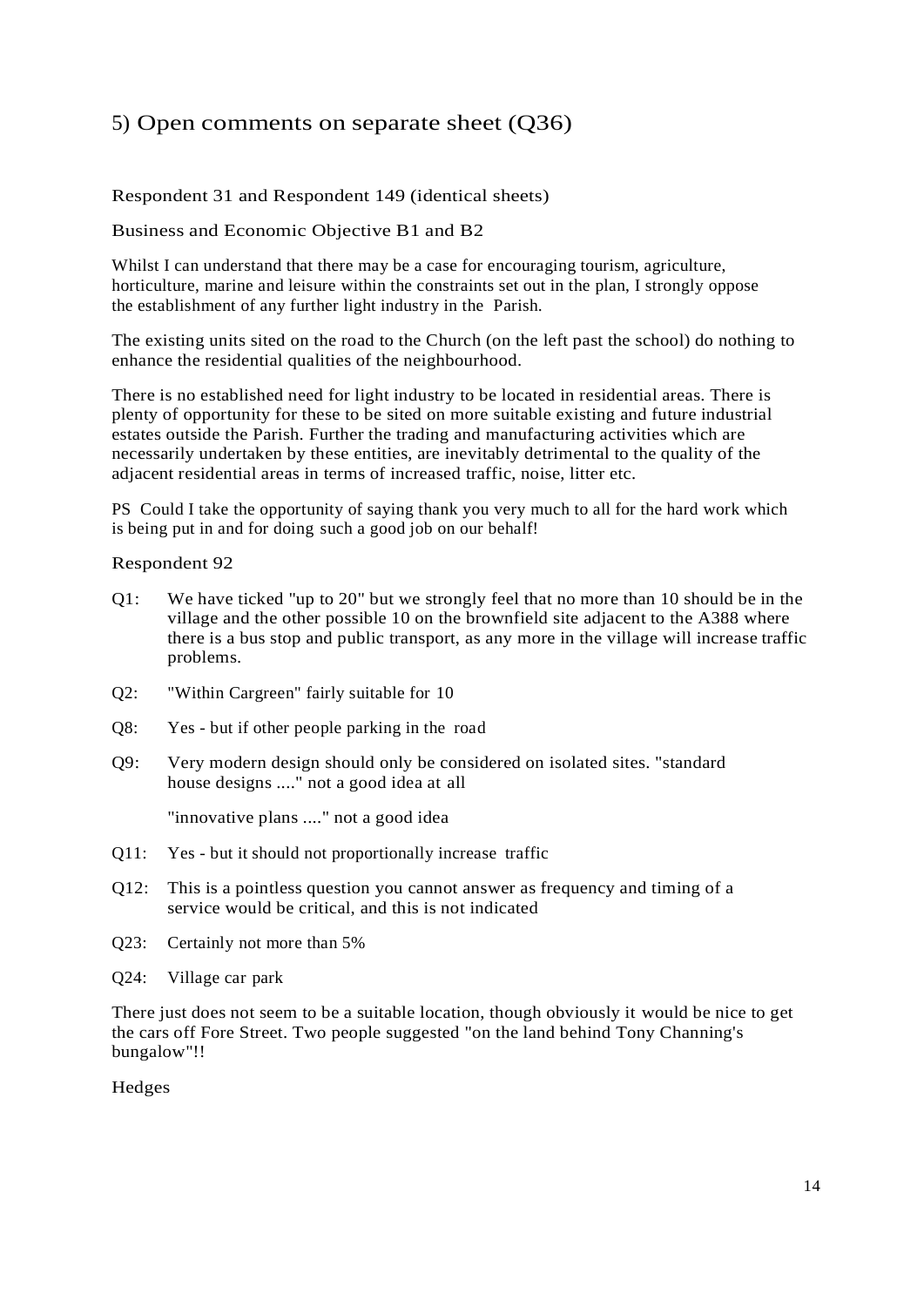## 5) Open comments on separate sheet (Q36)

Respondent 31 and Respondent 149 (identical sheets)

Business and Economic Objective B1 and B2

Whilst I can understand that there may be a case for encouraging tourism, agriculture, horticulture, marine and leisure within the constraints set out in the plan, I strongly oppose the establishment of any further light industry in the Parish.

The existing units sited on the road to the Church (on the left past the school) do nothing to enhance the residential qualities of the neighbourhood.

There is no established need for light industry to be located in residential areas. There is plenty of opportunity for these to be sited on more suitable existing and future industrial estates outside the Parish. Further the trading and manufacturing activities which are necessarily undertaken by these entities, are inevitably detrimental to the quality of the adjacent residential areas in terms of increased traffic, noise, litter etc.

PS Could I take the opportunity of saying thank you very much to all for the hard work which is being put in and for doing such a good job on our behalf!

Respondent 92

- Q1: We have ticked "up to 20" but we strongly feel that no more than 10 should be in the village and the other possible 10 on the brownfield site adjacent to the A388 where there is a bus stop and public transport, as any more in the village will increase traffic problems.
- Q2: "Within Cargreen" fairly suitable for 10
- Q8: Yes - but if other people parking in the road
- Q9: Very modern design should only be considered on isolated sites. "standard house designs ...." not a good idea at all

  "innovative plans ...." not a good idea
- Q11: Yes - but it should not proportionally increase traffic
- Q12: This is a pointless question you cannot answer as frequency and timing of a service would be critical, and this is not indicated
- Q23: Certainly not more than 5%
- Q24: Village car park

There just does not seem to be a suitable location, though obviously it would be nice to get the cars off Fore Street. Two people suggested "on the land behind Tony Channing's bungalow"!!

Hedges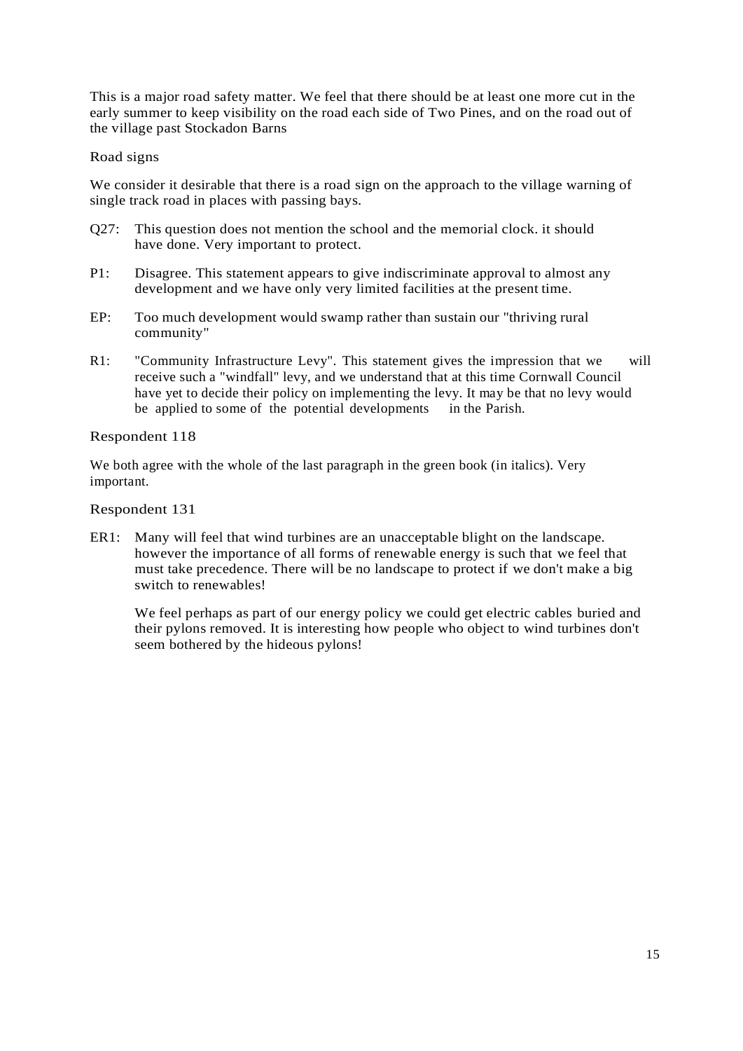This is a major road safety matter. We feel that there should be at least one more cut in the early summer to keep visibility on the road each side of Two Pines, and on the road out of the village past Stockadon Barns

Road signs

We consider it desirable that there is a road sign on the approach to the village warning of single track road in places with passing bays.

Q27: This question does not mention the school and the memorial clock. it should have done. Very important to protect.

P1: Disagree. This statement appears to give indiscriminate approval to almost any development and we have only very limited facilities at the present time.

EP: Too much development would swamp rather than sustain our "thriving rural community"

R1: "Community Infrastructure Levy". This statement gives the impression that we will receive such a "windfall" levy, and we understand that at this time Cornwall Council have yet to decide their policy on implementing the levy. It may be that no levy would be applied to some of the potential developments in the Parish.

Respondent 118

We both agree with the whole of the last paragraph in the green book (in italics). Very important.

Respondent 131

ER1: Many will feel that wind turbines are an unacceptable blight on the landscape. however the importance of all forms of renewable energy is such that we feel that must take precedence. There will be no landscape to protect if we don't make a big switch to renewables!

We feel perhaps as part of our energy policy we could get electric cables buried and their pylons removed. It is interesting how people who object to wind turbines don't seem bothered by the hideous pylons!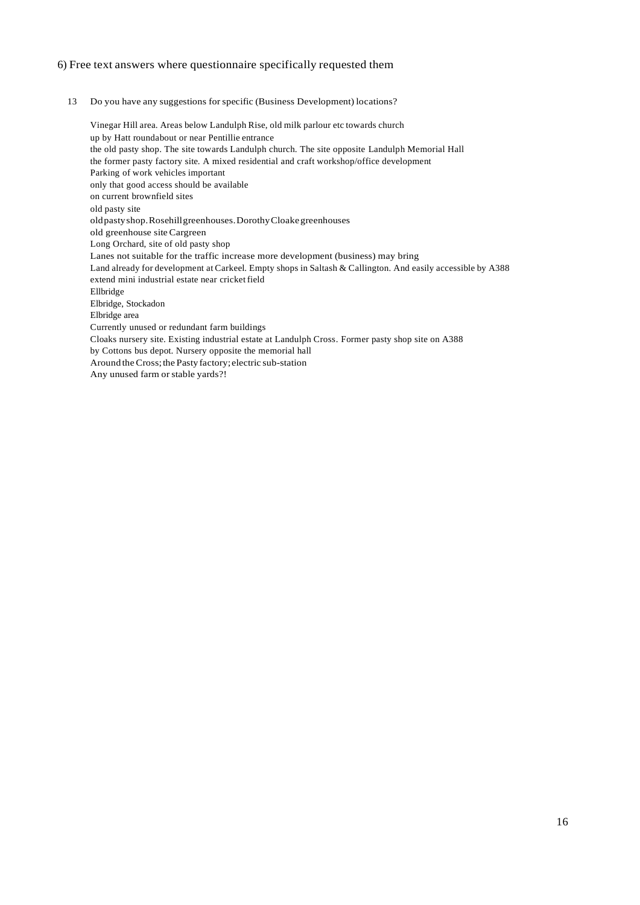## 6) Free text answers where questionnaire specifically requested them

13 Do you have any suggestions for specific (Business Development) locations?

Vinegar Hill area. Areas below Landulph Rise, old milk parlour etc towards church
up by Hatt roundabout or near Pentillie entrance
the old pasty shop. The site towards Landulph church. The site opposite Landulph Memorial Hall
the former pasty factory site. A mixed residential and craft workshop/office development
Parking of work vehicles important
only that good access should be available
on current brownfield sites
old pasty site
old pasty shop. Rosehill greenhouses. Dorothy Cloake greenhouses
old greenhouse site Cargreen
Long Orchard, site of old pasty shop
Lanes not suitable for the traffic increase more development (business) may bring
Land already for development at Carkeel. Empty shops in Saltash & Callington. And easily accessible by A388
extend mini industrial estate near cricket field
Ellbridge
Elbridge, Stockadon
Elbridge area
Currently unused or redundant farm buildings
Cloaks nursery site. Existing industrial estate at Landulph Cross. Former pasty shop site on A388
by Cottons bus depot. Nursery opposite the memorial hall
Around the Cross; the Pasty factory; electric sub-station
Any unused farm or stable yards?!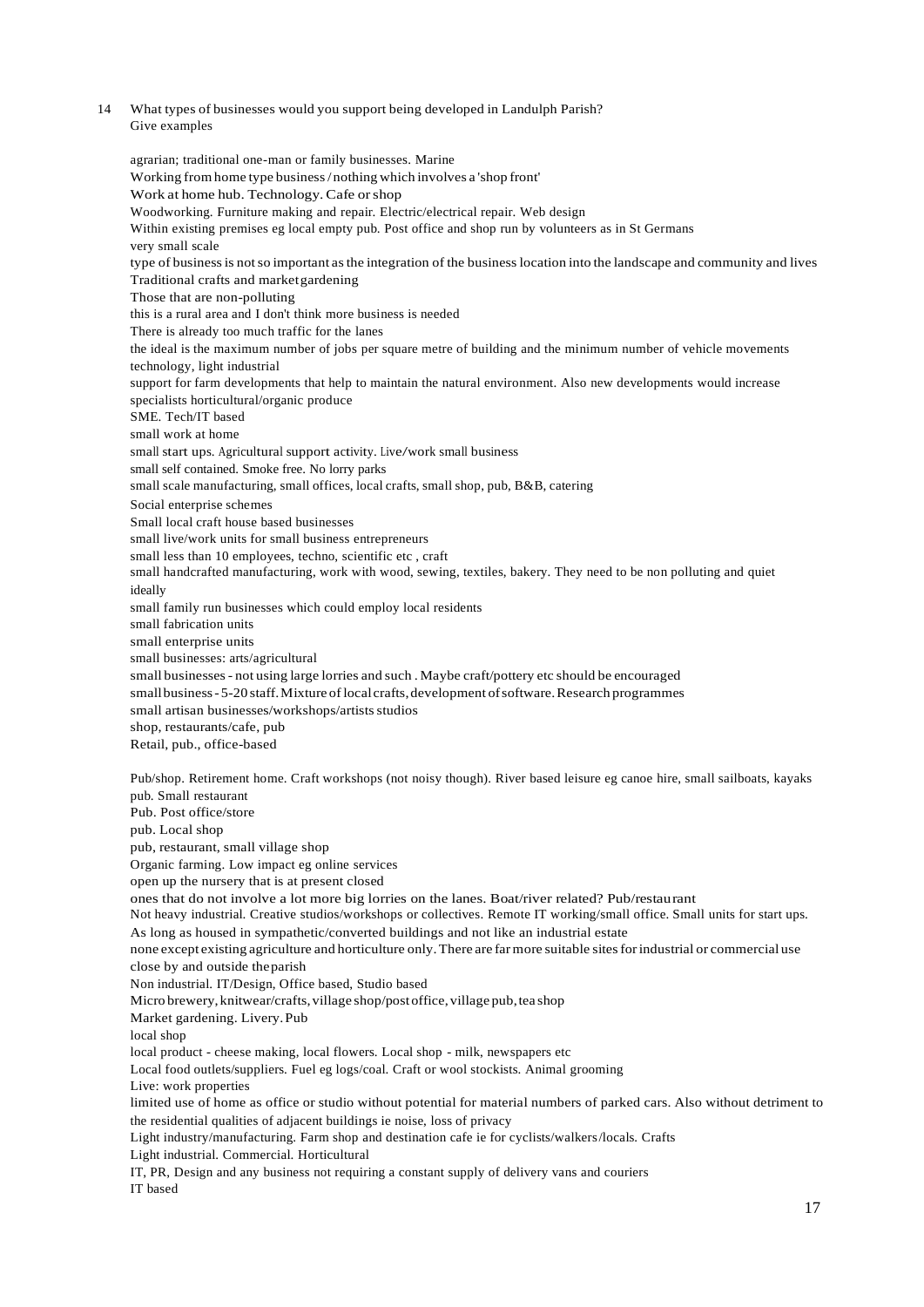14 What types of businesses would you support being developed in Landulph Parish?
Give examples

agrarian; traditional one-man or family businesses. Marine
Working from home type business / nothing which involves a 'shop front'
Work at home hub. Technology. Cafe or shop
Woodworking. Furniture making and repair. Electric/electrical repair. Web design
Within existing premises eg local empty pub. Post office and shop run by volunteers as in St Germans
very small scale
type of business is not so important as the integration of the business location into the landscape and community and lives
Traditional crafts and market gardening
Those that are non-polluting
this is a rural area and I don't think more business is needed
There is already too much traffic for the lanes
the ideal is the maximum number of jobs per square metre of building and the minimum number of vehicle movements
technology, light industrial
support for farm developments that help to maintain the natural environment. Also new developments would increase
specialists horticultural/organic produce
SME. Tech/IT based
small work at home
small start ups. Agricultural support activity. Live/work small business
small self contained. Smoke free. No lorry parks
small scale manufacturing, small offices, local crafts, small shop, pub, B&B, catering
Social enterprise schemes
Small local craft house based businesses
small live/work units for small business entrepreneurs
small less than 10 employees, techno, scientific etc , craft
small handcrafted manufacturing, work with wood, sewing, textiles, bakery. They need to be non polluting and quiet ideally
small family run businesses which could employ local residents
small fabrication units
small enterprise units
small businesses: arts/agricultural
small businesses - not using large lorries and such . Maybe craft/pottery etc should be encouraged
small business - 5-20 staff. Mixture of local crafts, development of software. Research programmes
small artisan businesses/workshops/artists studios
shop, restaurants/cafe, pub
Retail, pub., office-based

Pub/shop. Retirement home. Craft workshops (not noisy though). River based leisure eg canoe hire, small sailboats, kayaks
pub. Small restaurant
Pub. Post office/store
pub. Local shop
pub, restaurant, small village shop
Organic farming. Low impact eg online services
open up the nursery that is at present closed
ones that do not involve a lot more big lorries on the lanes. Boat/river related? Pub/restaurant
Not heavy industrial. Creative studios/workshops or collectives. Remote IT working/small office. Small units for start ups.
As long as housed in sympathetic/converted buildings and not like an industrial estate
none except existing agriculture and horticulture only. There are far more suitable sites for industrial or commercial use close by and outside the parish
Non industrial. IT/Design, Office based, Studio based
Micro brewery, knitwear/crafts, village shop/post office, village pub, tea shop
Market gardening. Livery. Pub
local shop
local product - cheese making, local flowers. Local shop - milk, newspapers etc
Local food outlets/suppliers. Fuel eg logs/coal. Craft or wool stockists. Animal grooming
Live: work properties
limited use of home as office or studio without potential for material numbers of parked cars. Also without detriment to the residential qualities of adjacent buildings ie noise, loss of privacy
Light industry/manufacturing. Farm shop and destination cafe ie for cyclists/walkers/locals. Crafts
Light industrial. Commercial. Horticultural
IT, PR, Design and any business not requiring a constant supply of delivery vans and couriers
IT based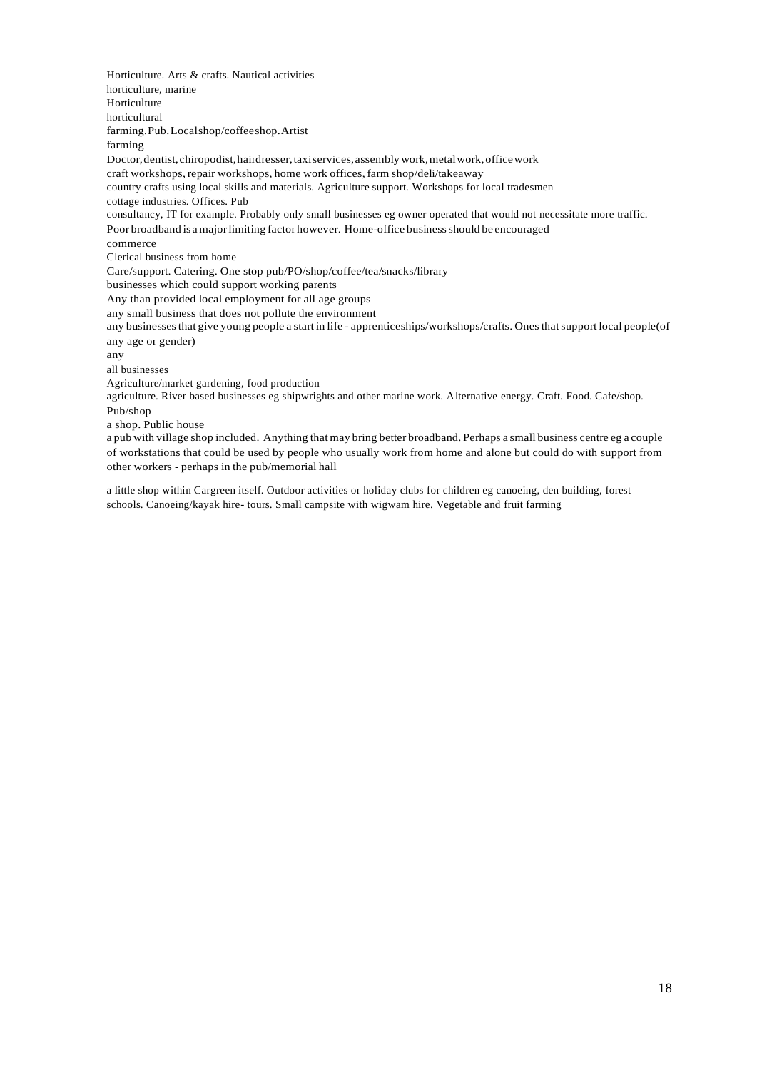Horticulture. Arts & crafts. Nautical activities

horticulture, marine

Horticulture

horticultural

farming. Pub. Local shop/coffee shop. Artist

farming

Doctor, dentist, chiropodist, hairdresser, taxi services, assembly work, metal work, office work

craft workshops, repair workshops, home work offices, farm shop/deli/takeaway

country crafts using local skills and materials. Agriculture support. Workshops for local tradesmen

cottage industries. Offices. Pub

consultancy, IT for example. Probably only small businesses eg owner operated that would not necessitate more traffic. Poor broadband is a major limiting factor however. Home-office business should be encouraged

commerce

Clerical business from home

Care/support. Catering. One stop pub/PO/shop/coffee/tea/snacks/library

businesses which could support working parents

Any than provided local employment for all age groups

any small business that does not pollute the environment

any businesses that give young people a start in life - apprenticeships/workshops/crafts. Ones that support local people(of any age or gender)

any

all businesses

Agriculture/market gardening, food production

agriculture. River based businesses eg shipwrights and other marine work. Alternative energy. Craft. Food. Cafe/shop.

Pub/shop

a shop. Public house

a pub with village shop included. Anything that may bring better broadband. Perhaps a small business centre eg a couple of workstations that could be used by people who usually work from home and alone but could do with support from other workers - perhaps in the pub/memorial hall

a little shop within Cargreen itself. Outdoor activities or holiday clubs for children eg canoeing, den building, forest schools. Canoeing/kayak hire- tours. Small campsite with wigwam hire. Vegetable and fruit farming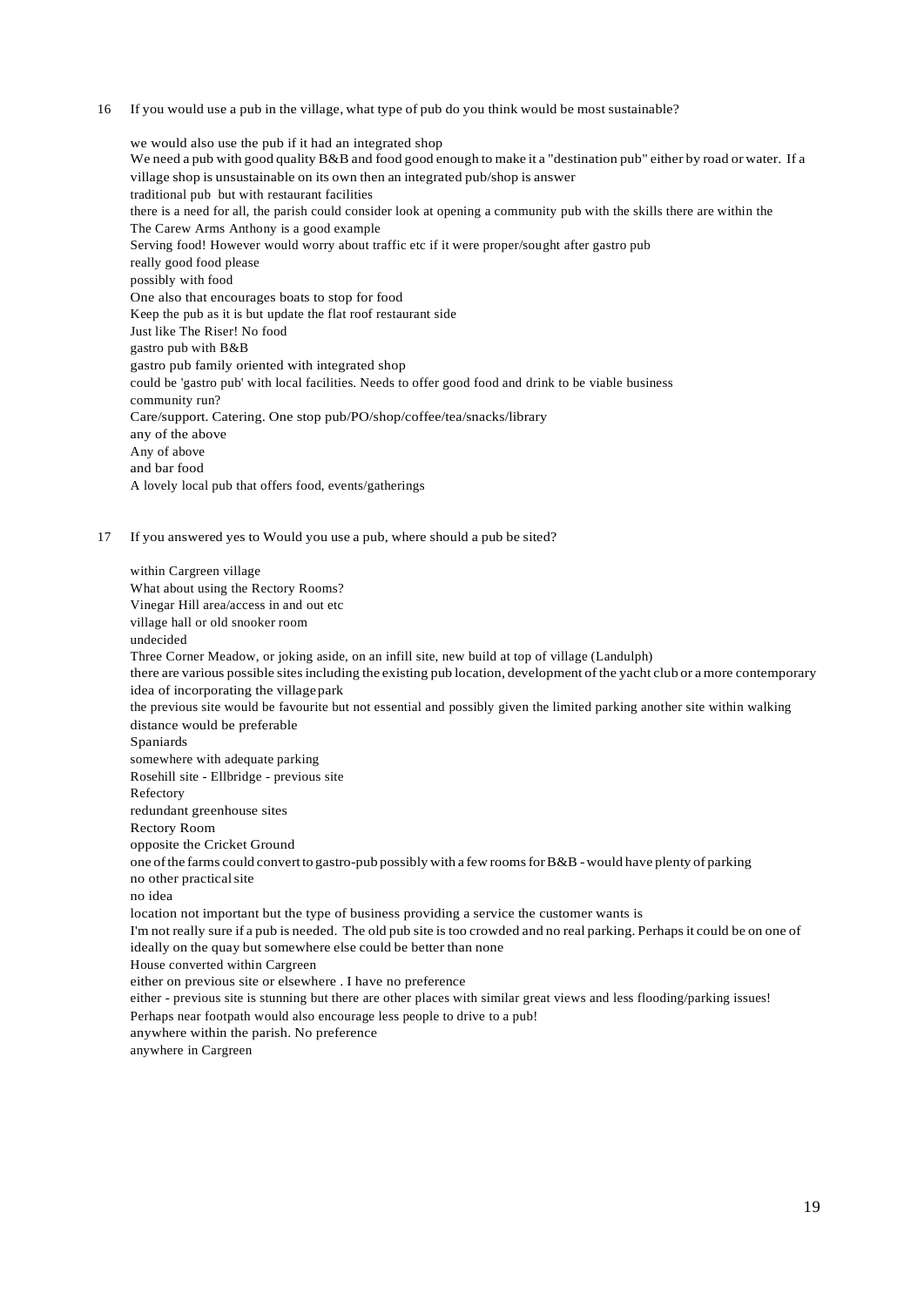16 If you would use a pub in the village, what type of pub do you think would be most sustainable?

we would also use the pub if it had an integrated shop
We need a pub with good quality B&B and food good enough to make it a "destination pub" either by road or water. If a village shop is unsustainable on its own then an integrated pub/shop is answer
traditional pub but with restaurant facilities
there is a need for all, the parish could consider look at opening a community pub with the skills there are within the
The Carew Arms Anthony is a good example
Serving food! However would worry about traffic etc if it were proper/sought after gastro pub
really good food please
possibly with food
One also that encourages boats to stop for food
Keep the pub as it is but update the flat roof restaurant side
Just like The Riser! No food
gastro pub with B&B
gastro pub family oriented with integrated shop
could be 'gastro pub' with local facilities. Needs to offer good food and drink to be viable business
community run?
Care/support. Catering. One stop pub/PO/shop/coffee/tea/snacks/library
any of the above
Any of above
and bar food
A lovely local pub that offers food, events/gatherings

17 If you answered yes to Would you use a pub, where should a pub be sited?

within Cargreen village
What about using the Rectory Rooms?
Vinegar Hill area/access in and out etc
village hall or old snooker room
undecided
Three Corner Meadow, or joking aside, on an infill site, new build at top of village (Landulph)
there are various possible sites including the existing pub location, development of the yacht club or a more contemporary idea of incorporating the village park
the previous site would be favourite but not essential and possibly given the limited parking another site within walking distance would be preferable
Spaniards
somewhere with adequate parking
Rosehill site - Ellbridge - previous site
Refectory
redundant greenhouse sites
Rectory Room
opposite the Cricket Ground
one of the farms could convert to gastro-pub possibly with a few rooms for B&B - would have plenty of parking
no other practical site
no idea
location not important but the type of business providing a service the customer wants is
I'm not really sure if a pub is needed. The old pub site is too crowded and no real parking. Perhaps it could be on one of
ideally on the quay but somewhere else could be better than none
House converted within Cargreen
either on previous site or elsewhere . I have no preference
either - previous site is stunning but there are other places with similar great views and less flooding/parking issues!
Perhaps near footpath would also encourage less people to drive to a pub!
anywhere within the parish. No preference
anywhere in Cargreen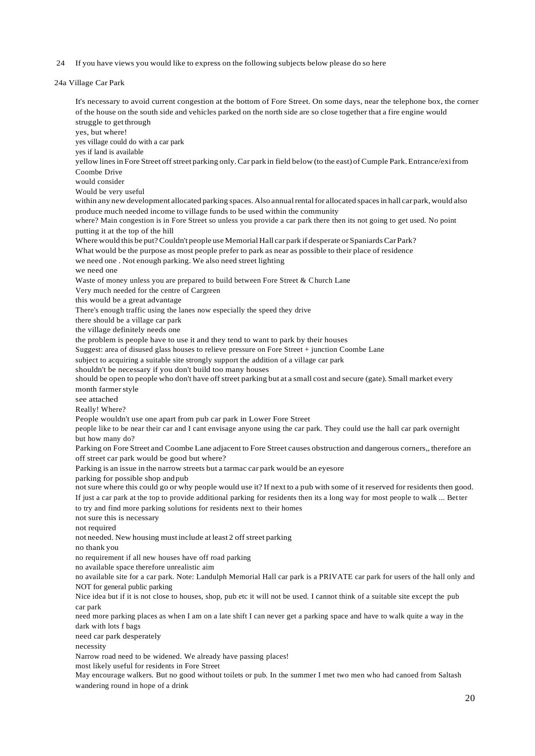24 If you have views you would like to express on the following subjects below please do so here

24a Village Car Park

It's necessary to avoid current congestion at the bottom of Fore Street. On some days, near the telephone box, the corner of the house on the south side and vehicles parked on the north side are so close together that a fire engine would struggle to get through

yes, but where!

yes village could do with a car park

yes if land is available

yellow lines in Fore Street off street parking only. Car park in field below (to the east) of Cumple Park. Entrance/exi from Coombe Drive

would consider

Would be very useful

within any new development allocated parking spaces. Also annual rental for allocated spaces in hall car park, would also produce much needed income to village funds to be used within the community

where? Main congestion is in Fore Street so unless you provide a car park there then its not going to get used. No point putting it at the top of the hill

Where would this be put? Couldn't people use Memorial Hall car park if desperate or Spaniards Car Park?

What would be the purpose as most people prefer to park as near as possible to their place of residence

we need one . Not enough parking. We also need street lighting

we need one

Waste of money unless you are prepared to build between Fore Street & Church Lane

Very much needed for the centre of Cargreen

this would be a great advantage

There's enough traffic using the lanes now especially the speed they drive

there should be a village car park

the village definitely needs one

the problem is people have to use it and they tend to want to park by their houses

Suggest: area of disused glass houses to relieve pressure on Fore Street + junction Coombe Lane

subject to acquiring a suitable site strongly support the addition of a village car park

shouldn't be necessary if you don't build too many houses

should be open to people who don't have off street parking but at a small cost and secure (gate). Small market every month farmer style

see attached

Really! Where?

People wouldn't use one apart from pub car park in Lower Fore Street

people like to be near their car and I cant envisage anyone using the car park. They could use the hall car park overnight but how many do?

Parking on Fore Street and Coombe Lane adjacent to Fore Street causes obstruction and dangerous corners,, therefore an off street car park would be good but where?

Parking is an issue in the narrow streets but a tarmac car park would be an eyesore

parking for possible shop and pub

not sure where this could go or why people would use it? If next to a pub with some of it reserved for residents then good. If just a car park at the top to provide additional parking for residents then its a long way for most people to walk ... Better to try and find more parking solutions for residents next to their homes

not sure this is necessary

not required

not needed. New housing must include at least 2 off street parking

no thank you

no requirement if all new houses have off road parking

no available space therefore unrealistic aim

no available site for a car park. Note: Landulph Memorial Hall car park is a PRIVATE car park for users of the hall only and NOT for general public parking

Nice idea but if it is not close to houses, shop, pub etc it will not be used. I cannot think of a suitable site except the pub car park

need more parking places as when I am on a late shift I can never get a parking space and have to walk quite a way in the dark with lots f bags

need car park desperately

necessity

Narrow road need to be widened. We already have passing places!

most likely useful for residents in Fore Street

May encourage walkers. But no good without toilets or pub. In the summer I met two men who had canoed from Saltash wandering round in hope of a drink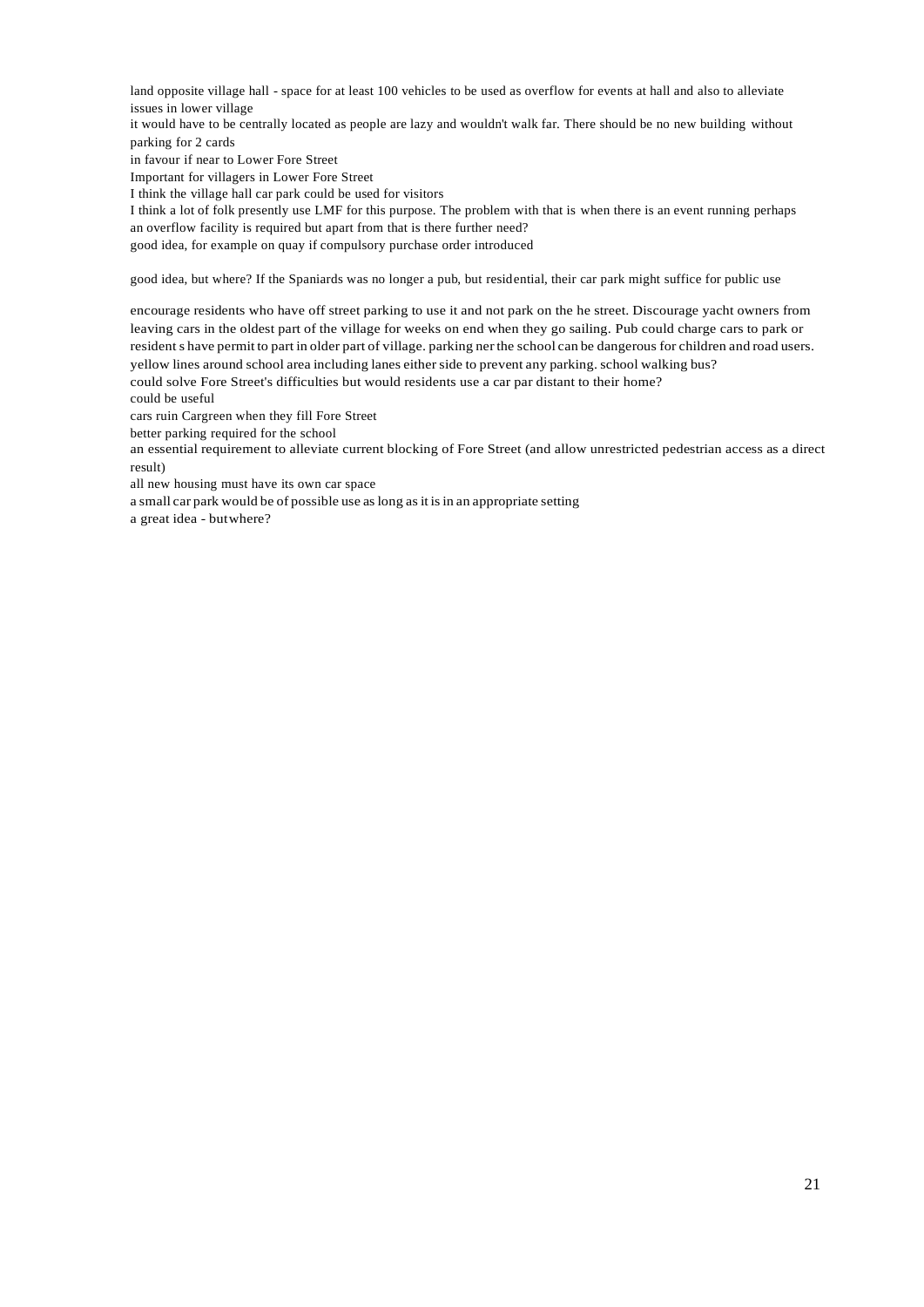land opposite village hall - space for at least 100 vehicles to be used as overflow for events at hall and also to alleviate issues in lower village

it would have to be centrally located as people are lazy and wouldn't walk far. There should be no new building without parking for 2 cards

in favour if near to Lower Fore Street

Important for villagers in Lower Fore Street

I think the village hall car park could be used for visitors

I think a lot of folk presently use LMF for this purpose. The problem with that is when there is an event running perhaps an overflow facility is required but apart from that is there further need?

good idea, for example on quay if compulsory purchase order introduced

good idea, but where? If the Spaniards was no longer a pub, but residential, their car park might suffice for public use

encourage residents who have off street parking to use it and not park on the he street. Discourage yacht owners from leaving cars in the oldest part of the village for weeks on end when they go sailing. Pub could charge cars to park or resident s have permit to part in older part of village. parking ner the school can be dangerous for children and road users.

yellow lines around school area including lanes either side to prevent any parking. school walking bus?

could solve Fore Street's difficulties but would residents use a car par distant to their home?

could be useful

cars ruin Cargreen when they fill Fore Street

better parking required for the school

an essential requirement to alleviate current blocking of Fore Street (and allow unrestricted pedestrian access as a direct result)

all new housing must have its own car space

a small car park would be of possible use as long as it is in an appropriate setting

a great idea - butwhere?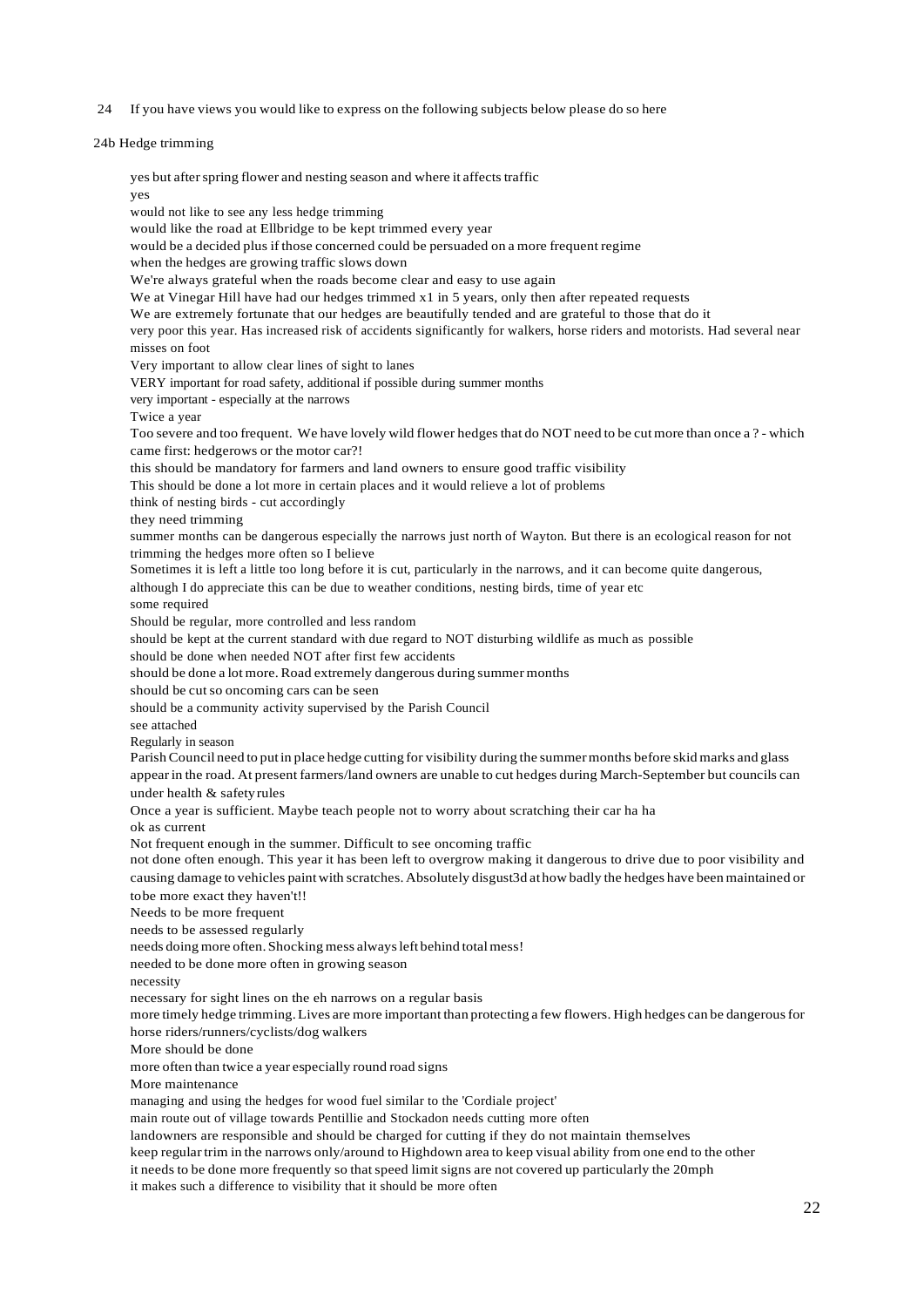24 If you have views you would like to express on the following subjects below please do so here

24b Hedge trimming

yes but after spring flower and nesting season and where it affects traffic

yes

would not like to see any less hedge trimming

would like the road at Ellbridge to be kept trimmed every year

would be a decided plus if those concerned could be persuaded on a more frequent regime

when the hedges are growing traffic slows down

We're always grateful when the roads become clear and easy to use again

We at Vinegar Hill have had our hedges trimmed x1 in 5 years, only then after repeated requests

We are extremely fortunate that our hedges are beautifully tended and are grateful to those that do it

very poor this year. Has increased risk of accidents significantly for walkers, horse riders and motorists. Had several near misses on foot

Very important to allow clear lines of sight to lanes

VERY important for road safety, additional if possible during summer months

very important - especially at the narrows

Twice a year

Too severe and too frequent. We have lovely wild flower hedges that do NOT need to be cut more than once a ? - which came first: hedgerows or the motor car?!

this should be mandatory for farmers and land owners to ensure good traffic visibility

This should be done a lot more in certain places and it would relieve a lot of problems

think of nesting birds - cut accordingly

they need trimming

summer months can be dangerous especially the narrows just north of Wayton. But there is an ecological reason for not trimming the hedges more often so I believe

Sometimes it is left a little too long before it is cut, particularly in the narrows, and it can become quite dangerous, although I do appreciate this can be due to weather conditions, nesting birds, time of year etc

some required

Should be regular, more controlled and less random

should be kept at the current standard with due regard to NOT disturbing wildlife as much as possible

should be done when needed NOT after first few accidents

should be done a lot more. Road extremely dangerous during summer months

should be cut so oncoming cars can be seen

should be a community activity supervised by the Parish Council

see attached

Regularly in season

Parish Council need to put in place hedge cutting for visibility during the summer months before skid marks and glass appear in the road. At present farmers/land owners are unable to cut hedges during March-September but councils can under health & safety rules

Once a year is sufficient. Maybe teach people not to worry about scratching their car ha ha

ok as current

Not frequent enough in the summer. Difficult to see oncoming traffic

not done often enough. This year it has been left to overgrow making it dangerous to drive due to poor visibility and causing damage to vehicles paint with scratches. Absolutely disgust3d at how badly the hedges have been maintained or tobe more exact they haven't!!

Needs to be more frequent

needs to be assessed regularly

needs doing more often. Shocking mess always left behind total mess!

needed to be done more often in growing season

necessity

necessary for sight lines on the eh narrows on a regular basis

more timely hedge trimming. Lives are more important than protecting a few flowers. High hedges can be dangerous for horse riders/runners/cyclists/dog walkers

More should be done

more often than twice a year especially round road signs

More maintenance

managing and using the hedges for wood fuel similar to the 'Cordiale project'

main route out of village towards Pentillie and Stockadon needs cutting more often

landowners are responsible and should be charged for cutting if they do not maintain themselves

keep regular trim in the narrows only/around to Highdown area to keep visual ability from one end to the other

it needs to be done more frequently so that speed limit signs are not covered up particularly the 20mph

it makes such a difference to visibility that it should be more often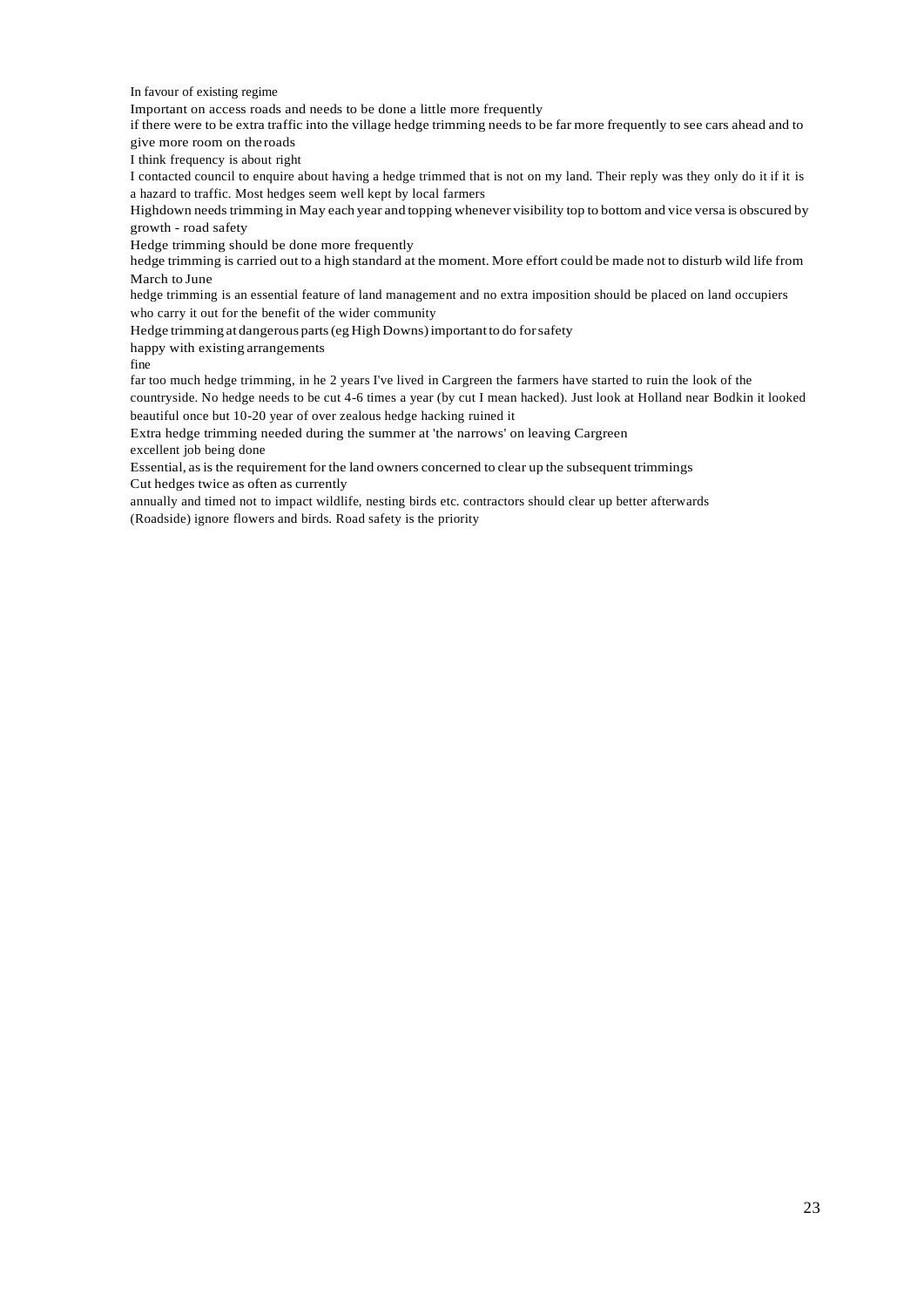In favour of existing regime

Important on access roads and needs to be done a little more frequently

if there were to be extra traffic into the village hedge trimming needs to be far more frequently to see cars ahead and to give more room on the roads

I think frequency is about right

I contacted council to enquire about having a hedge trimmed that is not on my land. Their reply was they only do it if it is a hazard to traffic. Most hedges seem well kept by local farmers

Highdown needs trimming in May each year and topping whenever visibility top to bottom and vice versa is obscured by growth - road safety

Hedge trimming should be done more frequently

hedge trimming is carried out to a high standard at the moment. More effort could be made not to disturb wild life from March to June

hedge trimming is an essential feature of land management and no extra imposition should be placed on land occupiers who carry it out for the benefit of the wider community

Hedge trimming at dangerous parts (eg High Downs) important to do for safety

happy with existing arrangements

fine

far too much hedge trimming, in he 2 years I've lived in Cargreen the farmers have started to ruin the look of the countryside. No hedge needs to be cut 4-6 times a year (by cut I mean hacked). Just look at Holland near Bodkin it looked beautiful once but 10-20 year of over zealous hedge hacking ruined it

Extra hedge trimming needed during the summer at 'the narrows' on leaving Cargreen

excellent job being done

Essential, as is the requirement for the land owners concerned to clear up the subsequent trimmings

Cut hedges twice as often as currently

annually and timed not to impact wildlife, nesting birds etc. contractors should clear up better afterwards

(Roadside) ignore flowers and birds. Road safety is the priority